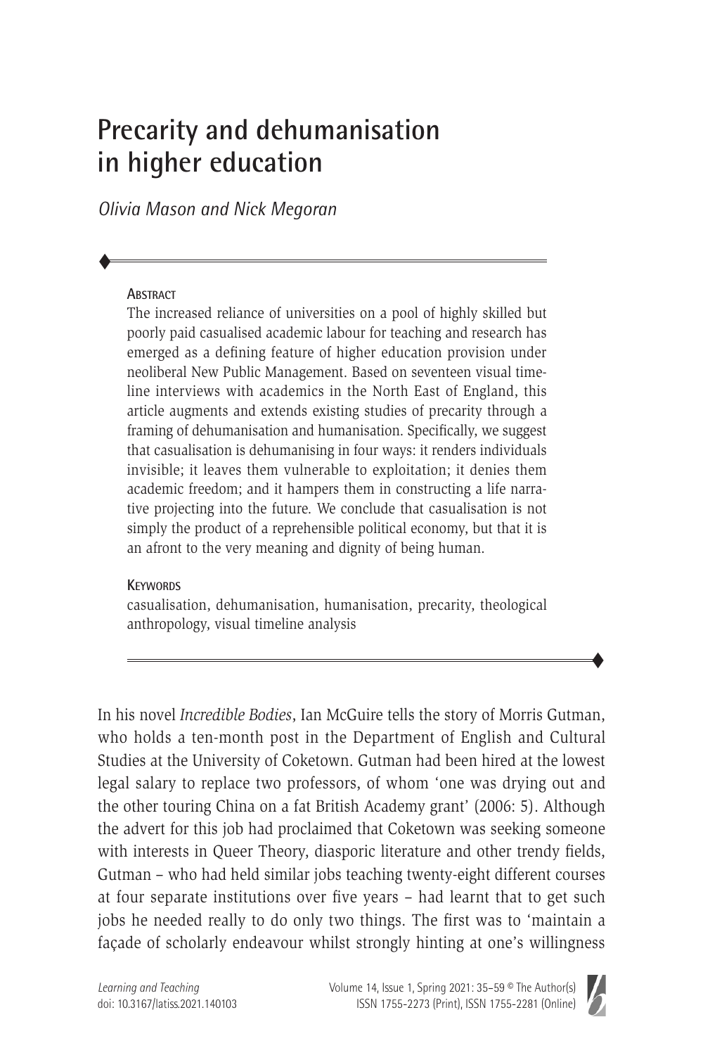# Precarity and dehumanisation in higher education

*Olivia Mason and Nick Megoran*

**Abstract**

The increased reliance of universities on a pool of highly skilled but poorly paid casualised academic labour for teaching and research has emerged as a defining feature of higher education provision under neoliberal New Public Management. Based on seventeen visual timeline interviews with academics in the North East of England, this article augments and extends existing studies of precarity through a framing of dehumanisation and humanisation. Specifically, we suggest that casualisation is dehumanising in four ways: it renders individuals invisible; it leaves them vulnerable to exploitation; it denies them academic freedom; and it hampers them in constructing a life narrative projecting into the future. We conclude that casualisation is not simply the product of a reprehensible political economy, but that it is an afront to the very meaning and dignity of being human.

**Keywords**

casualisation, dehumanisation, humanisation, precarity, theological anthropology, visual timeline analysis

In his novel *Incredible Bodies*, Ian McGuire tells the story of Morris Gutman, who holds a ten-month post in the Department of English and Cultural Studies at the University of Coketown. Gutman had been hired at the lowest legal salary to replace two professors, of whom 'one was drying out and the other touring China on a fat British Academy grant' (2006: 5). Although the advert for this job had proclaimed that Coketown was seeking someone with interests in Queer Theory, diasporic literature and other trendy fields, Gutman – who had held similar jobs teaching twenty-eight different courses at four separate institutions over five years – had learnt that to get such jobs he needed really to do only two things. The first was to 'maintain a façade of scholarly endeavour whilst strongly hinting at one's willingness

*Learning and Teaching*
doi: 10.3167/latiss.2021.140103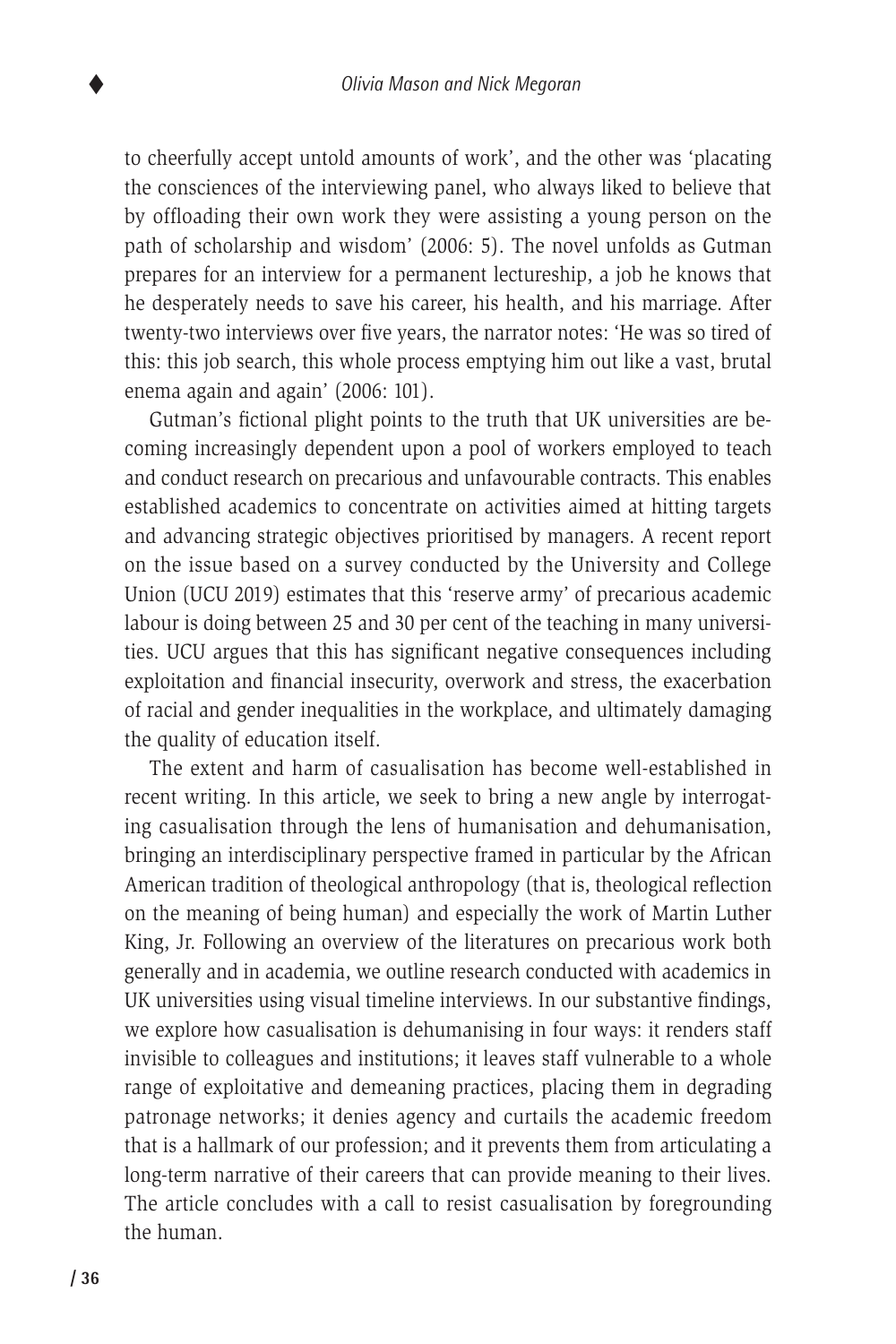to cheerfully accept untold amounts of work', and the other was 'placating the consciences of the interviewing panel, who always liked to believe that by offloading their own work they were assisting a young person on the path of scholarship and wisdom' (2006: 5). The novel unfolds as Gutman prepares for an interview for a permanent lectureship, a job he knows that he desperately needs to save his career, his health, and his marriage. After twenty-two interviews over five years, the narrator notes: 'He was so tired of this: this job search, this whole process emptying him out like a vast, brutal enema again and again' (2006: 101).

Gutman's fictional plight points to the truth that UK universities are becoming increasingly dependent upon a pool of workers employed to teach and conduct research on precarious and unfavourable contracts. This enables established academics to concentrate on activities aimed at hitting targets and advancing strategic objectives prioritised by managers. A recent report on the issue based on a survey conducted by the University and College Union (UCU 2019) estimates that this 'reserve army' of precarious academic labour is doing between 25 and 30 per cent of the teaching in many universities. UCU argues that this has significant negative consequences including exploitation and financial insecurity, overwork and stress, the exacerbation of racial and gender inequalities in the workplace, and ultimately damaging the quality of education itself.

The extent and harm of casualisation has become well-established in recent writing. In this article, we seek to bring a new angle by interrogating casualisation through the lens of humanisation and dehumanisation, bringing an interdisciplinary perspective framed in particular by the African American tradition of theological anthropology (that is, theological reflection on the meaning of being human) and especially the work of Martin Luther King, Jr. Following an overview of the literatures on precarious work both generally and in academia, we outline research conducted with academics in UK universities using visual timeline interviews. In our substantive findings, we explore how casualisation is dehumanising in four ways: it renders staff invisible to colleagues and institutions; it leaves staff vulnerable to a whole range of exploitative and demeaning practices, placing them in degrading patronage networks; it denies agency and curtails the academic freedom that is a hallmark of our profession; and it prevents them from articulating a long-term narrative of their careers that can provide meaning to their lives. The article concludes with a call to resist casualisation by foregrounding the human.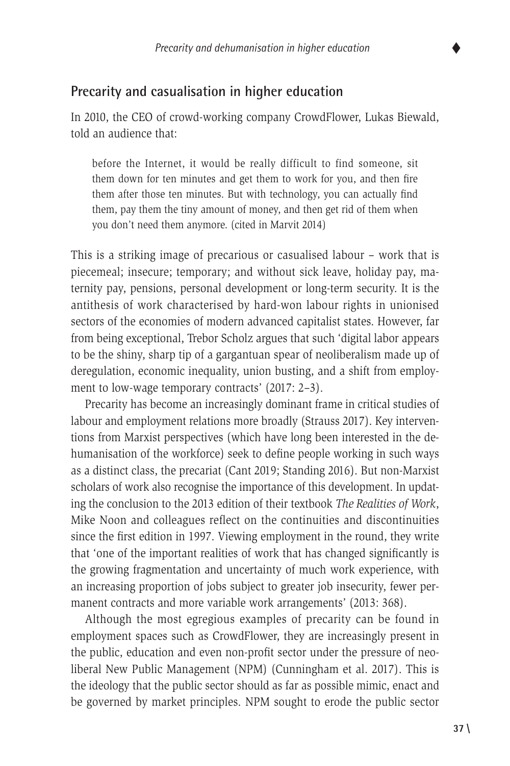## Precarity and casualisation in higher education

In 2010, the CEO of crowd-working company CrowdFlower, Lukas Biewald, told an audience that:

> before the Internet, it would be really difficult to find someone, sit them down for ten minutes and get them to work for you, and then fire them after those ten minutes. But with technology, you can actually find them, pay them the tiny amount of money, and then get rid of them when you don't need them anymore. (cited in Marvit 2014)

This is a striking image of precarious or casualised labour – work that is piecemeal; insecure; temporary; and without sick leave, holiday pay, maternity pay, pensions, personal development or long-term security. It is the antithesis of work characterised by hard-won labour rights in unionised sectors of the economies of modern advanced capitalist states. However, far from being exceptional, Trebor Scholz argues that such 'digital labor appears to be the shiny, sharp tip of a gargantuan spear of neoliberalism made up of deregulation, economic inequality, union busting, and a shift from employment to low-wage temporary contracts' (2017: 2–3).

Precarity has become an increasingly dominant frame in critical studies of labour and employment relations more broadly (Strauss 2017). Key interventions from Marxist perspectives (which have long been interested in the dehumanisation of the workforce) seek to define people working in such ways as a distinct class, the precariat (Cant 2019; Standing 2016). But non-Marxist scholars of work also recognise the importance of this development. In updating the conclusion to the 2013 edition of their textbook *The Realities of Work*, Mike Noon and colleagues reflect on the continuities and discontinuities since the first edition in 1997. Viewing employment in the round, they write that 'one of the important realities of work that has changed significantly is the growing fragmentation and uncertainty of much work experience, with an increasing proportion of jobs subject to greater job insecurity, fewer permanent contracts and more variable work arrangements' (2013: 368).

Although the most egregious examples of precarity can be found in employment spaces such as CrowdFlower, they are increasingly present in the public, education and even non-profit sector under the pressure of neoliberal New Public Management (NPM) (Cunningham et al. 2017). This is the ideology that the public sector should as far as possible mimic, enact and be governed by market principles. NPM sought to erode the public sector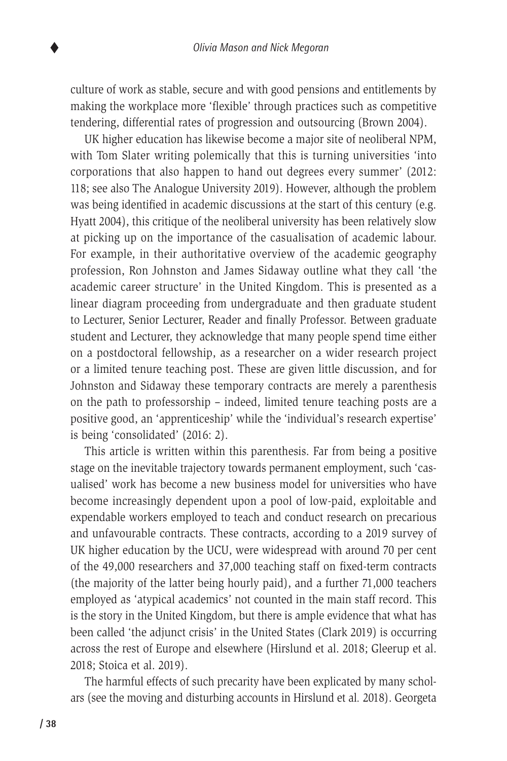culture of work as stable, secure and with good pensions and entitlements by making the workplace more 'flexible' through practices such as competitive tendering, differential rates of progression and outsourcing (Brown 2004).

UK higher education has likewise become a major site of neoliberal NPM, with Tom Slater writing polemically that this is turning universities 'into corporations that also happen to hand out degrees every summer' (2012: 118; see also The Analogue University 2019). However, although the problem was being identified in academic discussions at the start of this century (e.g. Hyatt 2004), this critique of the neoliberal university has been relatively slow at picking up on the importance of the casualisation of academic labour. For example, in their authoritative overview of the academic geography profession, Ron Johnston and James Sidaway outline what they call 'the academic career structure' in the United Kingdom. This is presented as a linear diagram proceeding from undergraduate and then graduate student to Lecturer, Senior Lecturer, Reader and finally Professor. Between graduate student and Lecturer, they acknowledge that many people spend time either on a postdoctoral fellowship, as a researcher on a wider research project or a limited tenure teaching post. These are given little discussion, and for Johnston and Sidaway these temporary contracts are merely a parenthesis on the path to professorship – indeed, limited tenure teaching posts are a positive good, an 'apprenticeship' while the 'individual's research expertise' is being 'consolidated' (2016: 2).

This article is written within this parenthesis. Far from being a positive stage on the inevitable trajectory towards permanent employment, such 'casualised' work has become a new business model for universities who have become increasingly dependent upon a pool of low-paid, exploitable and expendable workers employed to teach and conduct research on precarious and unfavourable contracts. These contracts, according to a 2019 survey of UK higher education by the UCU, were widespread with around 70 per cent of the 49,000 researchers and 37,000 teaching staff on fixed-term contracts (the majority of the latter being hourly paid), and a further 71,000 teachers employed as 'atypical academics' not counted in the main staff record. This is the story in the United Kingdom, but there is ample evidence that what has been called 'the adjunct crisis' in the United States (Clark 2019) is occurring across the rest of Europe and elsewhere (Hirslund et al. 2018; Gleerup et al. 2018; Stoica et al. 2019).

The harmful effects of such precarity have been explicated by many scholars (see the moving and disturbing accounts in Hirslund et al. 2018). Georgeta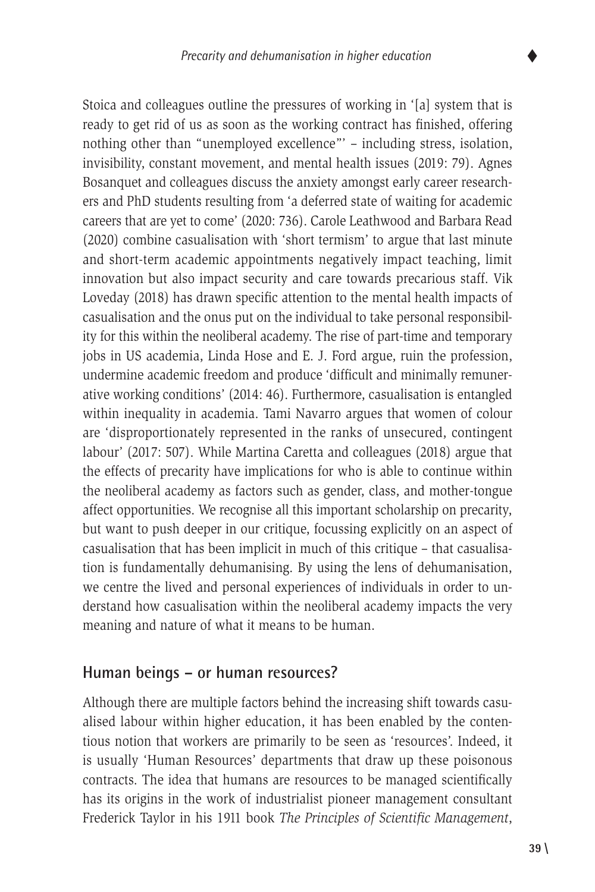Stoica and colleagues outline the pressures of working in '[a] system that is ready to get rid of us as soon as the working contract has finished, offering nothing other than "unemployed excellence"' – including stress, isolation, invisibility, constant movement, and mental health issues (2019: 79). Agnes Bosanquet and colleagues discuss the anxiety amongst early career researchers and PhD students resulting from 'a deferred state of waiting for academic careers that are yet to come' (2020: 736). Carole Leathwood and Barbara Read (2020) combine casualisation with 'short termism' to argue that last minute and short-term academic appointments negatively impact teaching, limit innovation but also impact security and care towards precarious staff. Vik Loveday (2018) has drawn specific attention to the mental health impacts of casualisation and the onus put on the individual to take personal responsibility for this within the neoliberal academy. The rise of part-time and temporary jobs in US academia, Linda Hose and E. J. Ford argue, ruin the profession, undermine academic freedom and produce 'difficult and minimally remunerative working conditions' (2014: 46). Furthermore, casualisation is entangled within inequality in academia. Tami Navarro argues that women of colour are 'disproportionately represented in the ranks of unsecured, contingent labour' (2017: 507). While Martina Caretta and colleagues (2018) argue that the effects of precarity have implications for who is able to continue within the neoliberal academy as factors such as gender, class, and mother-tongue affect opportunities. We recognise all this important scholarship on precarity, but want to push deeper in our critique, focussing explicitly on an aspect of casualisation that has been implicit in much of this critique – that casualisation is fundamentally dehumanising. By using the lens of dehumanisation, we centre the lived and personal experiences of individuals in order to understand how casualisation within the neoliberal academy impacts the very meaning and nature of what it means to be human.

## Human beings – or human resources?

Although there are multiple factors behind the increasing shift towards casualised labour within higher education, it has been enabled by the contentious notion that workers are primarily to be seen as 'resources'. Indeed, it is usually 'Human Resources' departments that draw up these poisonous contracts. The idea that humans are resources to be managed scientifically has its origins in the work of industrialist pioneer management consultant Frederick Taylor in his 1911 book *The Principles of Scientific Management*,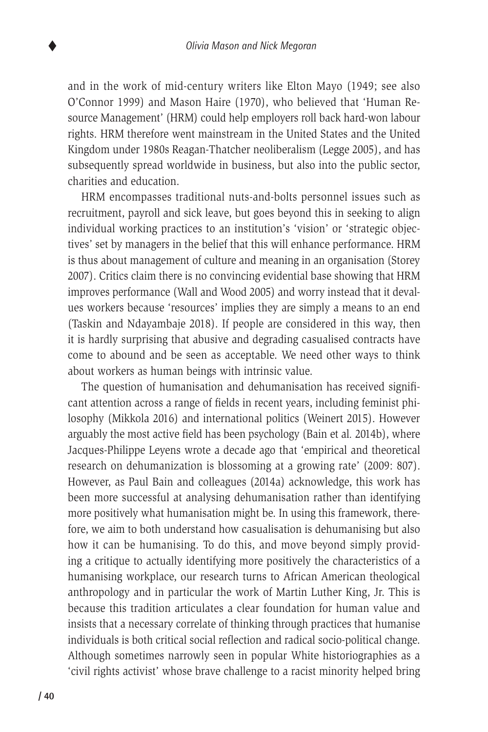and in the work of mid-century writers like Elton Mayo (1949; see also O'Connor 1999) and Mason Haire (1970), who believed that 'Human Resource Management' (HRM) could help employers roll back hard-won labour rights. HRM therefore went mainstream in the United States and the United Kingdom under 1980s Reagan-Thatcher neoliberalism (Legge 2005), and has subsequently spread worldwide in business, but also into the public sector, charities and education.

HRM encompasses traditional nuts-and-bolts personnel issues such as recruitment, payroll and sick leave, but goes beyond this in seeking to align individual working practices to an institution's 'vision' or 'strategic objectives' set by managers in the belief that this will enhance performance. HRM is thus about management of culture and meaning in an organisation (Storey 2007). Critics claim there is no convincing evidential base showing that HRM improves performance (Wall and Wood 2005) and worry instead that it devalues workers because 'resources' implies they are simply a means to an end (Taskin and Ndayambaje 2018). If people are considered in this way, then it is hardly surprising that abusive and degrading casualised contracts have come to abound and be seen as acceptable. We need other ways to think about workers as human beings with intrinsic value.

The question of humanisation and dehumanisation has received significant attention across a range of fields in recent years, including feminist philosophy (Mikkola 2016) and international politics (Weinert 2015). However arguably the most active field has been psychology (Bain et al. 2014b), where Jacques-Philippe Leyens wrote a decade ago that 'empirical and theoretical research on dehumanization is blossoming at a growing rate' (2009: 807). However, as Paul Bain and colleagues (2014a) acknowledge, this work has been more successful at analysing dehumanisation rather than identifying more positively what humanisation might be. In using this framework, therefore, we aim to both understand how casualisation is dehumanising but also how it can be humanising. To do this, and move beyond simply providing a critique to actually identifying more positively the characteristics of a humanising workplace, our research turns to African American theological anthropology and in particular the work of Martin Luther King, Jr. This is because this tradition articulates a clear foundation for human value and insists that a necessary correlate of thinking through practices that humanise individuals is both critical social reflection and radical socio-political change. Although sometimes narrowly seen in popular White historiographies as a 'civil rights activist' whose brave challenge to a racist minority helped bring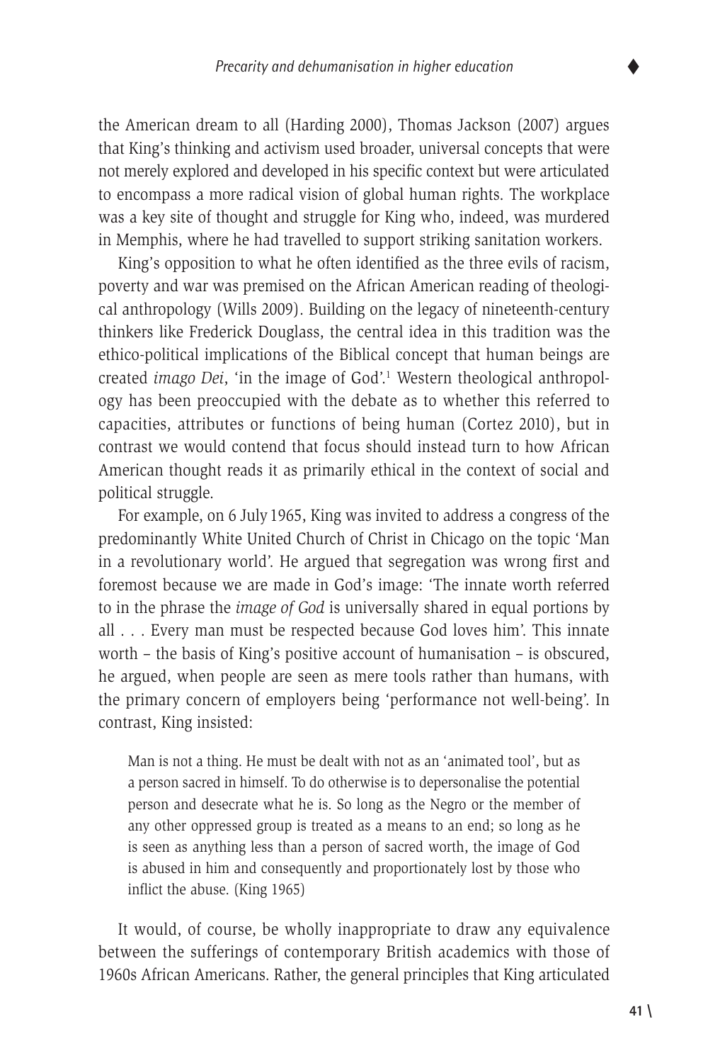the American dream to all (Harding 2000), Thomas Jackson (2007) argues that King's thinking and activism used broader, universal concepts that were not merely explored and developed in his specific context but were articulated to encompass a more radical vision of global human rights. The workplace was a key site of thought and struggle for King who, indeed, was murdered in Memphis, where he had travelled to support striking sanitation workers.

King's opposition to what he often identified as the three evils of racism, poverty and war was premised on the African American reading of theological anthropology (Wills 2009). Building on the legacy of nineteenth-century thinkers like Frederick Douglass, the central idea in this tradition was the ethico-political implications of the Biblical concept that human beings are created *imago Dei*, 'in the image of God'.[1] Western theological anthropology has been preoccupied with the debate as to whether this referred to capacities, attributes or functions of being human (Cortez 2010), but in contrast we would contend that focus should instead turn to how African American thought reads it as primarily ethical in the context of social and political struggle.

For example, on 6 July 1965, King was invited to address a congress of the predominantly White United Church of Christ in Chicago on the topic 'Man in a revolutionary world'. He argued that segregation was wrong first and foremost because we are made in God's image: 'The innate worth referred to in the phrase the *image of God* is universally shared in equal portions by all . . . Every man must be respected because God loves him'. This innate worth – the basis of King's positive account of humanisation – is obscured, he argued, when people are seen as mere tools rather than humans, with the primary concern of employers being 'performance not well-being'. In contrast, King insisted:

> Man is not a thing. He must be dealt with not as an 'animated tool', but as a person sacred in himself. To do otherwise is to depersonalise the potential person and desecrate what he is. So long as the Negro or the member of any other oppressed group is treated as a means to an end; so long as he is seen as anything less than a person of sacred worth, the image of God is abused in him and consequently and proportionately lost by those who inflict the abuse. (King 1965)

It would, of course, be wholly inappropriate to draw any equivalence between the sufferings of contemporary British academics with those of 1960s African Americans. Rather, the general principles that King articulated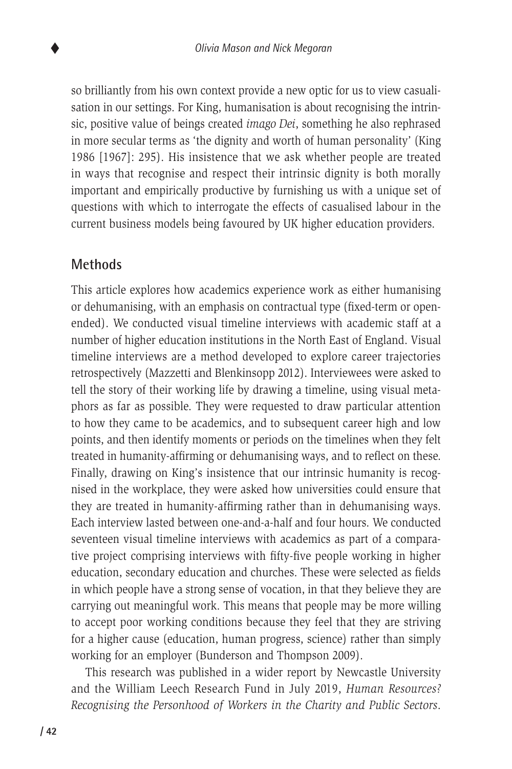so brilliantly from his own context provide a new optic for us to view casualisation in our settings. For King, humanisation is about recognising the intrinsic, positive value of beings created *imago Dei*, something he also rephrased in more secular terms as 'the dignity and worth of human personality' (King 1986 [1967]: 295). His insistence that we ask whether people are treated in ways that recognise and respect their intrinsic dignity is both morally important and empirically productive by furnishing us with a unique set of questions with which to interrogate the effects of casualised labour in the current business models being favoured by UK higher education providers.

## Methods

This article explores how academics experience work as either humanising or dehumanising, with an emphasis on contractual type (fixed-term or open-ended). We conducted visual timeline interviews with academic staff at a number of higher education institutions in the North East of England. Visual timeline interviews are a method developed to explore career trajectories retrospectively (Mazzetti and Blenkinsopp 2012). Interviewees were asked to tell the story of their working life by drawing a timeline, using visual metaphors as far as possible. They were requested to draw particular attention to how they came to be academics, and to subsequent career high and low points, and then identify moments or periods on the timelines when they felt treated in humanity-affirming or dehumanising ways, and to reflect on these. Finally, drawing on King's insistence that our intrinsic humanity is recognised in the workplace, they were asked how universities could ensure that they are treated in humanity-affirming rather than in dehumanising ways. Each interview lasted between one-and-a-half and four hours. We conducted seventeen visual timeline interviews with academics as part of a comparative project comprising interviews with fifty-five people working in higher education, secondary education and churches. These were selected as fields in which people have a strong sense of vocation, in that they believe they are carrying out meaningful work. This means that people may be more willing to accept poor working conditions because they feel that they are striving for a higher cause (education, human progress, science) rather than simply working for an employer (Bunderson and Thompson 2009).

This research was published in a wider report by Newcastle University and the William Leech Research Fund in July 2019, *Human Resources? Recognising the Personhood of Workers in the Charity and Public Sectors*.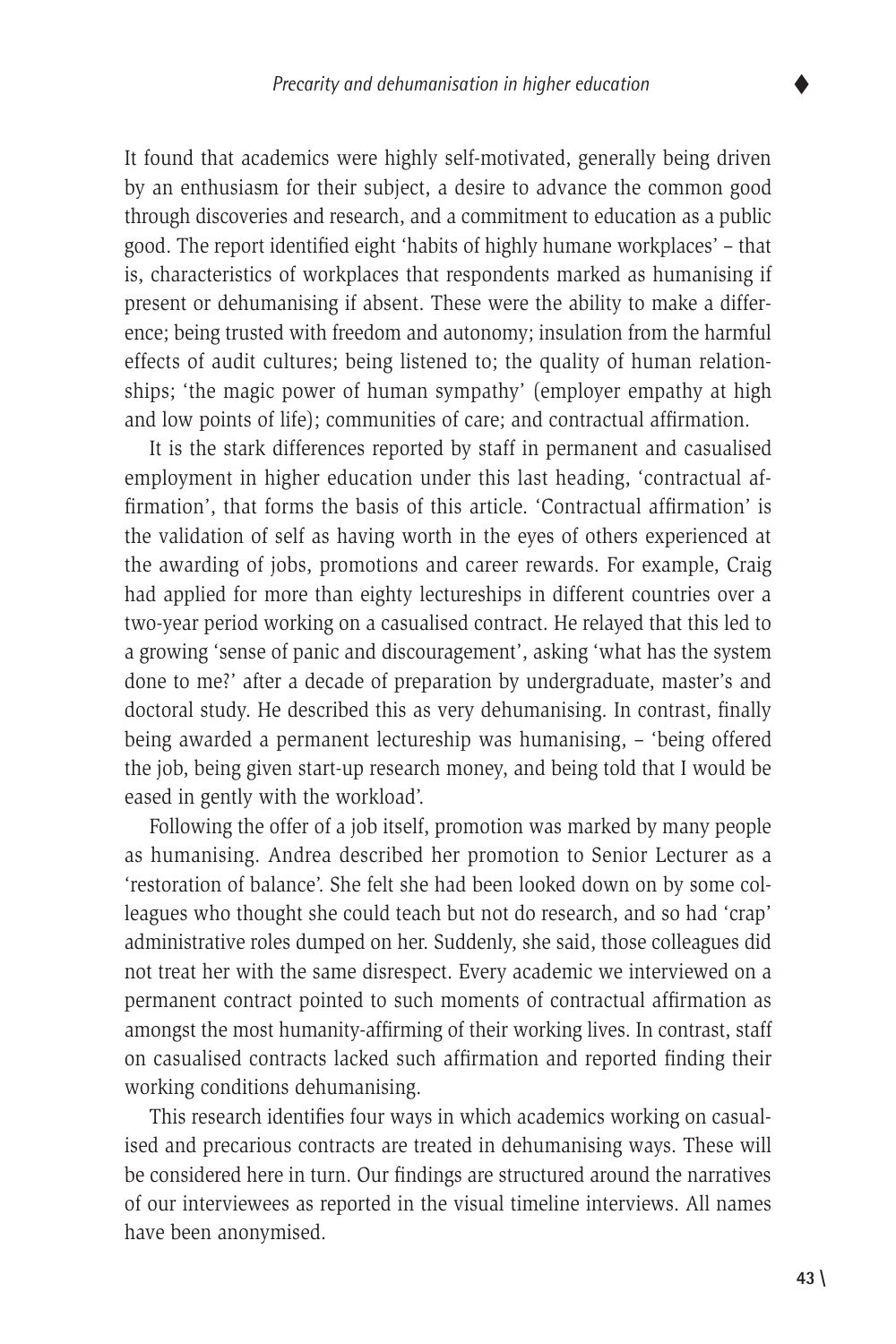It found that academics were highly self-motivated, generally being driven by an enthusiasm for their subject, a desire to advance the common good through discoveries and research, and a commitment to education as a public good. The report identified eight 'habits of highly humane workplaces' – that is, characteristics of workplaces that respondents marked as humanising if present or dehumanising if absent. These were the ability to make a difference; being trusted with freedom and autonomy; insulation from the harmful effects of audit cultures; being listened to; the quality of human relationships; 'the magic power of human sympathy' (employer empathy at high and low points of life); communities of care; and contractual affirmation.

It is the stark differences reported by staff in permanent and casualised employment in higher education under this last heading, 'contractual affirmation', that forms the basis of this article. 'Contractual affirmation' is the validation of self as having worth in the eyes of others experienced at the awarding of jobs, promotions and career rewards. For example, Craig had applied for more than eighty lectureships in different countries over a two-year period working on a casualised contract. He relayed that this led to a growing 'sense of panic and discouragement', asking 'what has the system done to me?' after a decade of preparation by undergraduate, master's and doctoral study. He described this as very dehumanising. In contrast, finally being awarded a permanent lectureship was humanising, – 'being offered the job, being given start-up research money, and being told that I would be eased in gently with the workload'.

Following the offer of a job itself, promotion was marked by many people as humanising. Andrea described her promotion to Senior Lecturer as a 'restoration of balance'. She felt she had been looked down on by some colleagues who thought she could teach but not do research, and so had 'crap' administrative roles dumped on her. Suddenly, she said, those colleagues did not treat her with the same disrespect. Every academic we interviewed on a permanent contract pointed to such moments of contractual affirmation as amongst the most humanity-affirming of their working lives. In contrast, staff on casualised contracts lacked such affirmation and reported finding their working conditions dehumanising.

This research identifies four ways in which academics working on casualised and precarious contracts are treated in dehumanising ways. These will be considered here in turn. Our findings are structured around the narratives of our interviewees as reported in the visual timeline interviews. All names have been anonymised.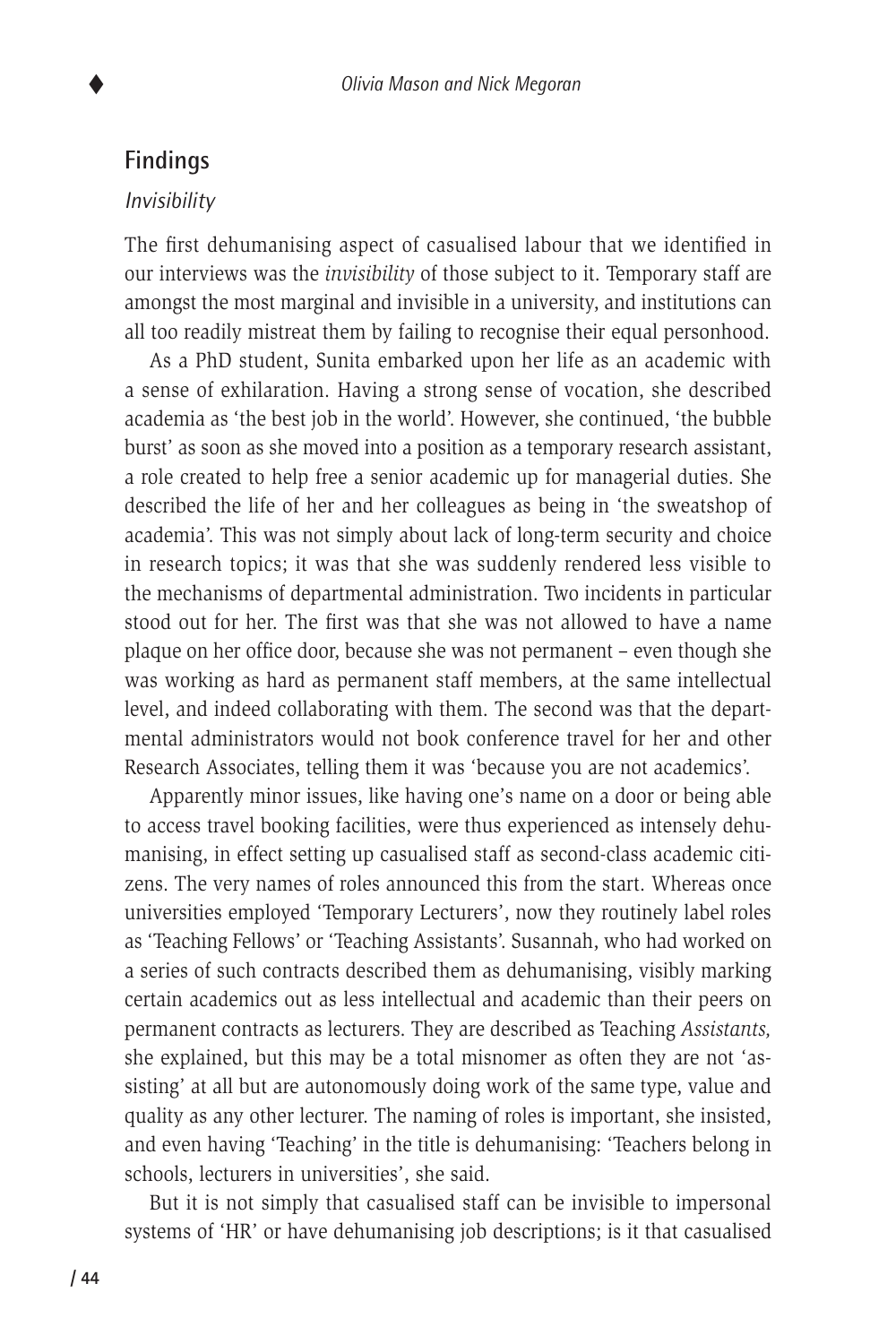## Findings

### *Invisibility*

The first dehumanising aspect of casualised labour that we identified in our interviews was the *invisibility* of those subject to it. Temporary staff are amongst the most marginal and invisible in a university, and institutions can all too readily mistreat them by failing to recognise their equal personhood.

As a PhD student, Sunita embarked upon her life as an academic with a sense of exhilaration. Having a strong sense of vocation, she described academia as 'the best job in the world'. However, she continued, 'the bubble burst' as soon as she moved into a position as a temporary research assistant, a role created to help free a senior academic up for managerial duties. She described the life of her and her colleagues as being in 'the sweatshop of academia'. This was not simply about lack of long-term security and choice in research topics; it was that she was suddenly rendered less visible to the mechanisms of departmental administration. Two incidents in particular stood out for her. The first was that she was not allowed to have a name plaque on her office door, because she was not permanent – even though she was working as hard as permanent staff members, at the same intellectual level, and indeed collaborating with them. The second was that the departmental administrators would not book conference travel for her and other Research Associates, telling them it was 'because you are not academics'.

Apparently minor issues, like having one's name on a door or being able to access travel booking facilities, were thus experienced as intensely dehumanising, in effect setting up casualised staff as second-class academic citizens. The very names of roles announced this from the start. Whereas once universities employed 'Temporary Lecturers', now they routinely label roles as 'Teaching Fellows' or 'Teaching Assistants'. Susannah, who had worked on a series of such contracts described them as dehumanising, visibly marking certain academics out as less intellectual and academic than their peers on permanent contracts as lecturers. They are described as Teaching *Assistants,* she explained, but this may be a total misnomer as often they are not 'assisting' at all but are autonomously doing work of the same type, value and quality as any other lecturer. The naming of roles is important, she insisted, and even having 'Teaching' in the title is dehumanising: 'Teachers belong in schools, lecturers in universities', she said.

But it is not simply that casualised staff can be invisible to impersonal systems of 'HR' or have dehumanising job descriptions; is it that casualised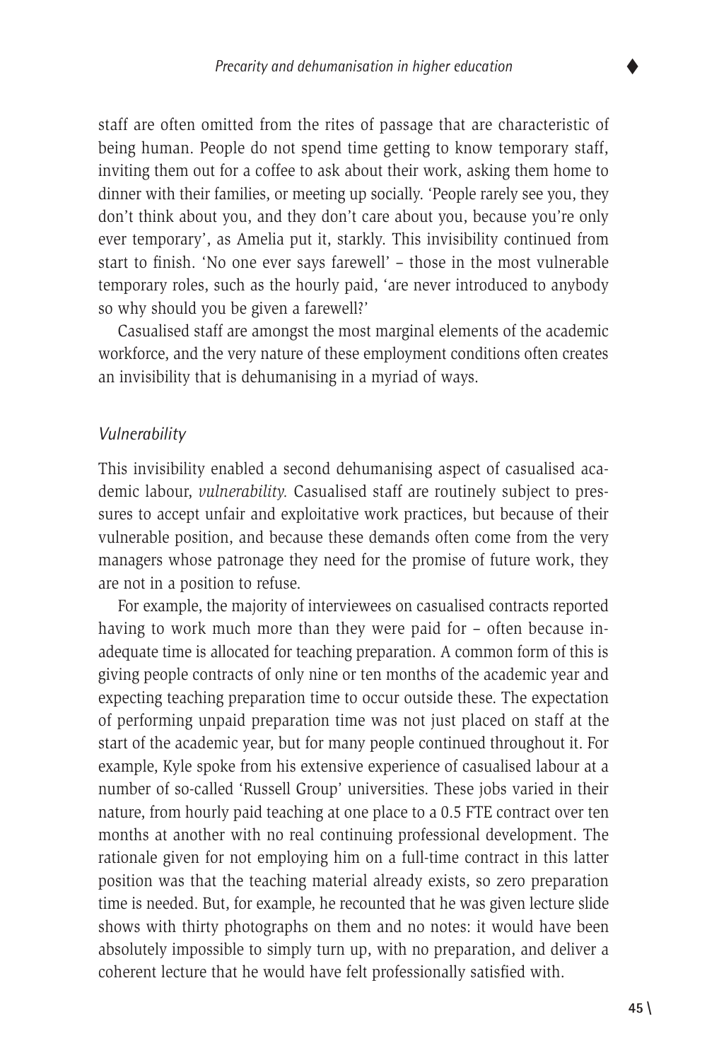staff are often omitted from the rites of passage that are characteristic of being human. People do not spend time getting to know temporary staff, inviting them out for a coffee to ask about their work, asking them home to dinner with their families, or meeting up socially. 'People rarely see you, they don't think about you, and they don't care about you, because you're only ever temporary', as Amelia put it, starkly. This invisibility continued from start to finish. 'No one ever says farewell' – those in the most vulnerable temporary roles, such as the hourly paid, 'are never introduced to anybody so why should you be given a farewell?'

Casualised staff are amongst the most marginal elements of the academic workforce, and the very nature of these employment conditions often creates an invisibility that is dehumanising in a myriad of ways.

### *Vulnerability*

This invisibility enabled a second dehumanising aspect of casualised academic labour, *vulnerability.* Casualised staff are routinely subject to pressures to accept unfair and exploitative work practices, but because of their vulnerable position, and because these demands often come from the very managers whose patronage they need for the promise of future work, they are not in a position to refuse.

For example, the majority of interviewees on casualised contracts reported having to work much more than they were paid for – often because inadequate time is allocated for teaching preparation. A common form of this is giving people contracts of only nine or ten months of the academic year and expecting teaching preparation time to occur outside these. The expectation of performing unpaid preparation time was not just placed on staff at the start of the academic year, but for many people continued throughout it. For example, Kyle spoke from his extensive experience of casualised labour at a number of so-called 'Russell Group' universities. These jobs varied in their nature, from hourly paid teaching at one place to a 0.5 FTE contract over ten months at another with no real continuing professional development. The rationale given for not employing him on a full-time contract in this latter position was that the teaching material already exists, so zero preparation time is needed. But, for example, he recounted that he was given lecture slide shows with thirty photographs on them and no notes: it would have been absolutely impossible to simply turn up, with no preparation, and deliver a coherent lecture that he would have felt professionally satisfied with.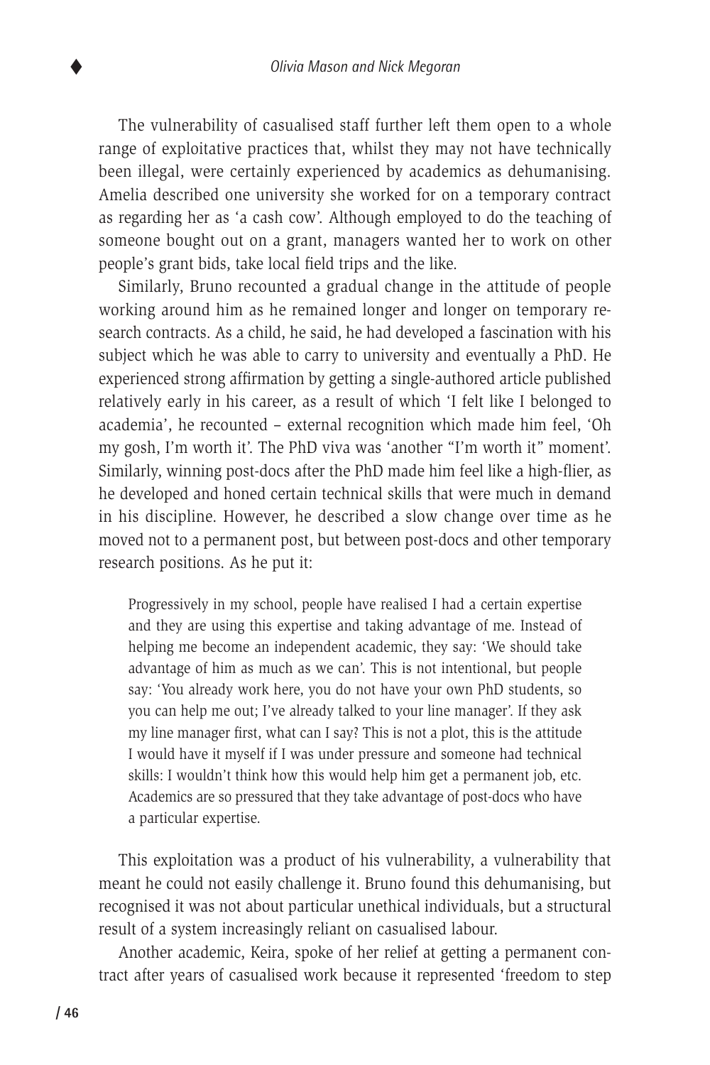The vulnerability of casualised staff further left them open to a whole range of exploitative practices that, whilst they may not have technically been illegal, were certainly experienced by academics as dehumanising. Amelia described one university she worked for on a temporary contract as regarding her as 'a cash cow'. Although employed to do the teaching of someone bought out on a grant, managers wanted her to work on other people's grant bids, take local field trips and the like.

Similarly, Bruno recounted a gradual change in the attitude of people working around him as he remained longer and longer on temporary research contracts. As a child, he said, he had developed a fascination with his subject which he was able to carry to university and eventually a PhD. He experienced strong affirmation by getting a single-authored article published relatively early in his career, as a result of which 'I felt like I belonged to academia', he recounted – external recognition which made him feel, 'Oh my gosh, I'm worth it'. The PhD viva was 'another "I'm worth it" moment'. Similarly, winning post-docs after the PhD made him feel like a high-flier, as he developed and honed certain technical skills that were much in demand in his discipline. However, he described a slow change over time as he moved not to a permanent post, but between post-docs and other temporary research positions. As he put it:

> Progressively in my school, people have realised I had a certain expertise and they are using this expertise and taking advantage of me. Instead of helping me become an independent academic, they say: 'We should take advantage of him as much as we can'. This is not intentional, but people say: 'You already work here, you do not have your own PhD students, so you can help me out; I've already talked to your line manager'. If they ask my line manager first, what can I say? This is not a plot, this is the attitude I would have it myself if I was under pressure and someone had technical skills: I wouldn't think how this would help him get a permanent job, etc. Academics are so pressured that they take advantage of post-docs who have a particular expertise.

This exploitation was a product of his vulnerability, a vulnerability that meant he could not easily challenge it. Bruno found this dehumanising, but recognised it was not about particular unethical individuals, but a structural result of a system increasingly reliant on casualised labour.

Another academic, Keira, spoke of her relief at getting a permanent contract after years of casualised work because it represented 'freedom to step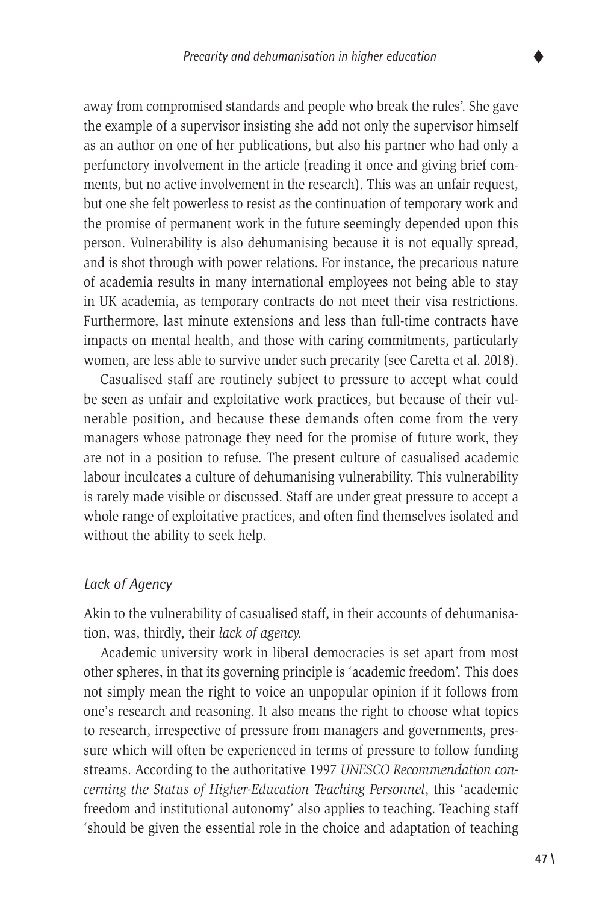away from compromised standards and people who break the rules'. She gave the example of a supervisor insisting she add not only the supervisor himself as an author on one of her publications, but also his partner who had only a perfunctory involvement in the article (reading it once and giving brief comments, but no active involvement in the research). This was an unfair request, but one she felt powerless to resist as the continuation of temporary work and the promise of permanent work in the future seemingly depended upon this person. Vulnerability is also dehumanising because it is not equally spread, and is shot through with power relations. For instance, the precarious nature of academia results in many international employees not being able to stay in UK academia, as temporary contracts do not meet their visa restrictions. Furthermore, last minute extensions and less than full-time contracts have impacts on mental health, and those with caring commitments, particularly women, are less able to survive under such precarity (see Caretta et al. 2018).

Casualised staff are routinely subject to pressure to accept what could be seen as unfair and exploitative work practices, but because of their vulnerable position, and because these demands often come from the very managers whose patronage they need for the promise of future work, they are not in a position to refuse. The present culture of casualised academic labour inculcates a culture of dehumanising vulnerability. This vulnerability is rarely made visible or discussed. Staff are under great pressure to accept a whole range of exploitative practices, and often find themselves isolated and without the ability to seek help.

### *Lack of Agency*

Akin to the vulnerability of casualised staff, in their accounts of dehumanisation, was, thirdly, their *lack of agency.*

Academic university work in liberal democracies is set apart from most other spheres, in that its governing principle is 'academic freedom'. This does not simply mean the right to voice an unpopular opinion if it follows from one's research and reasoning. It also means the right to choose what topics to research, irrespective of pressure from managers and governments, pressure which will often be experienced in terms of pressure to follow funding streams. According to the authoritative 1997 *UNESCO Recommendation concerning the Status of Higher-Education Teaching Personnel*, this 'academic freedom and institutional autonomy' also applies to teaching. Teaching staff 'should be given the essential role in the choice and adaptation of teaching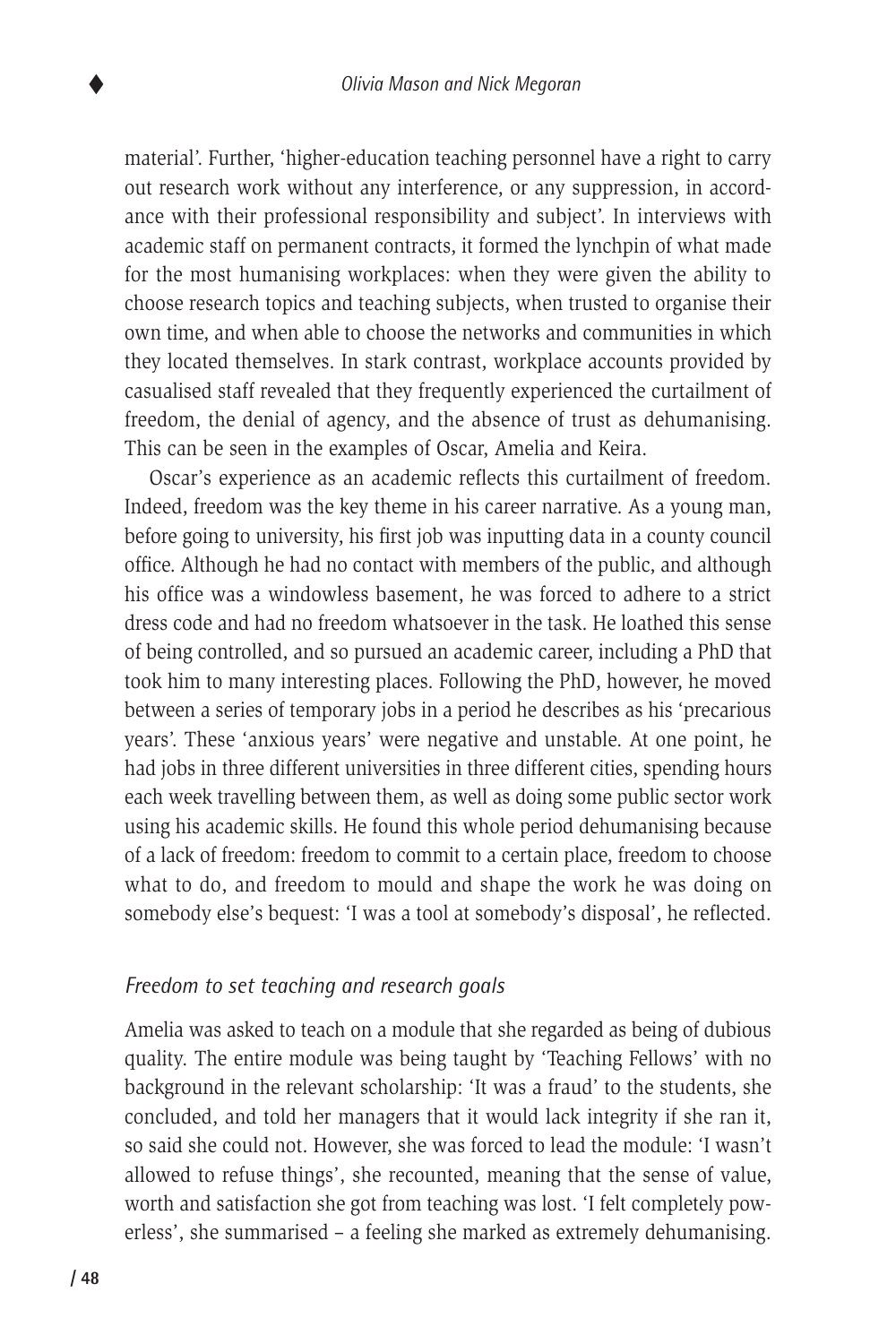material'. Further, 'higher-education teaching personnel have a right to carry out research work without any interference, or any suppression, in accordance with their professional responsibility and subject'. In interviews with academic staff on permanent contracts, it formed the lynchpin of what made for the most humanising workplaces: when they were given the ability to choose research topics and teaching subjects, when trusted to organise their own time, and when able to choose the networks and communities in which they located themselves. In stark contrast, workplace accounts provided by casualised staff revealed that they frequently experienced the curtailment of freedom, the denial of agency, and the absence of trust as dehumanising. This can be seen in the examples of Oscar, Amelia and Keira.

Oscar's experience as an academic reflects this curtailment of freedom. Indeed, freedom was the key theme in his career narrative. As a young man, before going to university, his first job was inputting data in a county council office. Although he had no contact with members of the public, and although his office was a windowless basement, he was forced to adhere to a strict dress code and had no freedom whatsoever in the task. He loathed this sense of being controlled, and so pursued an academic career, including a PhD that took him to many interesting places. Following the PhD, however, he moved between a series of temporary jobs in a period he describes as his 'precarious years'. These 'anxious years' were negative and unstable. At one point, he had jobs in three different universities in three different cities, spending hours each week travelling between them, as well as doing some public sector work using his academic skills. He found this whole period dehumanising because of a lack of freedom: freedom to commit to a certain place, freedom to choose what to do, and freedom to mould and shape the work he was doing on somebody else's bequest: 'I was a tool at somebody's disposal', he reflected.

### *Freedom to set teaching and research goals*

Amelia was asked to teach on a module that she regarded as being of dubious quality. The entire module was being taught by 'Teaching Fellows' with no background in the relevant scholarship: 'It was a fraud' to the students, she concluded, and told her managers that it would lack integrity if she ran it, so said she could not. However, she was forced to lead the module: 'I wasn't allowed to refuse things', she recounted, meaning that the sense of value, worth and satisfaction she got from teaching was lost. 'I felt completely powerless', she summarised – a feeling she marked as extremely dehumanising.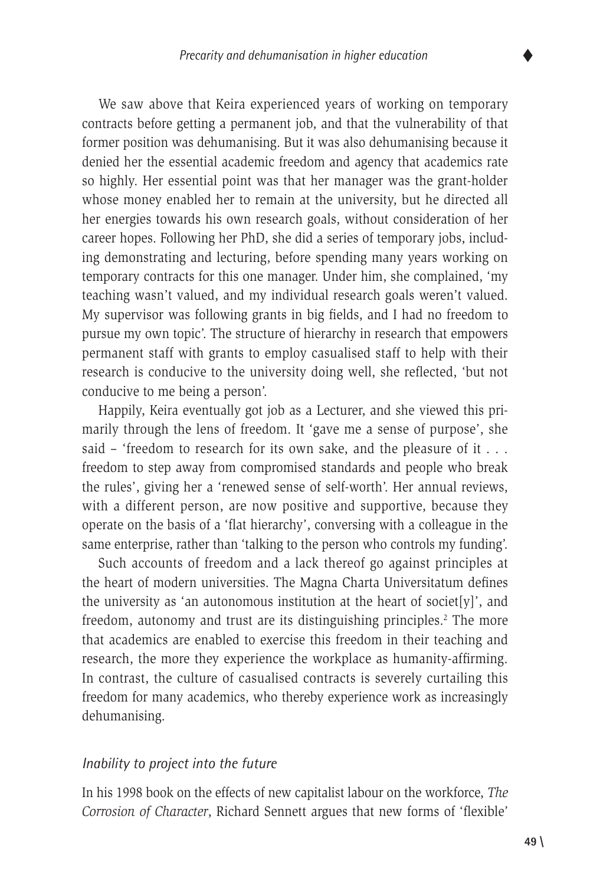We saw above that Keira experienced years of working on temporary contracts before getting a permanent job, and that the vulnerability of that former position was dehumanising. But it was also dehumanising because it denied her the essential academic freedom and agency that academics rate so highly. Her essential point was that her manager was the grant-holder whose money enabled her to remain at the university, but he directed all her energies towards his own research goals, without consideration of her career hopes. Following her PhD, she did a series of temporary jobs, including demonstrating and lecturing, before spending many years working on temporary contracts for this one manager. Under him, she complained, 'my teaching wasn't valued, and my individual research goals weren't valued. My supervisor was following grants in big fields, and I had no freedom to pursue my own topic'. The structure of hierarchy in research that empowers permanent staff with grants to employ casualised staff to help with their research is conducive to the university doing well, she reflected, 'but not conducive to me being a person'.

Happily, Keira eventually got job as a Lecturer, and she viewed this primarily through the lens of freedom. It 'gave me a sense of purpose', she said – 'freedom to research for its own sake, and the pleasure of it . . . freedom to step away from compromised standards and people who break the rules', giving her a 'renewed sense of self-worth'. Her annual reviews, with a different person, are now positive and supportive, because they operate on the basis of a 'flat hierarchy', conversing with a colleague in the same enterprise, rather than 'talking to the person who controls my funding'.

Such accounts of freedom and a lack thereof go against principles at the heart of modern universities. The Magna Charta Universitatum defines the university as 'an autonomous institution at the heart of societ[y]', and freedom, autonomy and trust are its distinguishing principles.[2] The more that academics are enabled to exercise this freedom in their teaching and research, the more they experience the workplace as humanity-affirming. In contrast, the culture of casualised contracts is severely curtailing this freedom for many academics, who thereby experience work as increasingly dehumanising.

### *Inability to project into the future*

In his 1998 book on the effects of new capitalist labour on the workforce, *The Corrosion of Character*, Richard Sennett argues that new forms of 'flexible'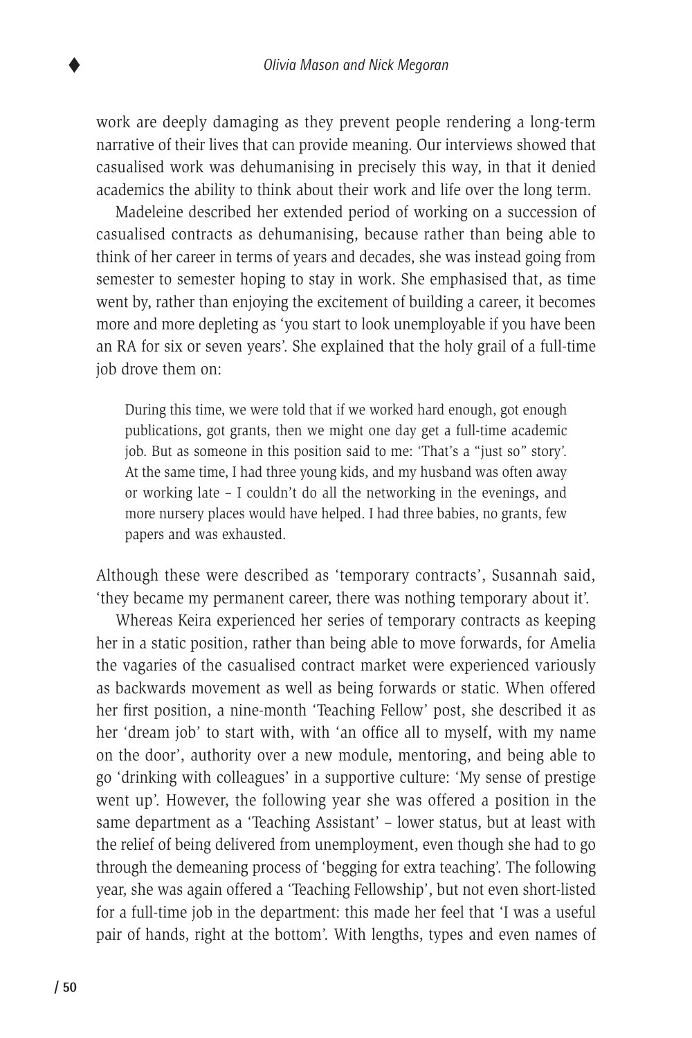work are deeply damaging as they prevent people rendering a long-term narrative of their lives that can provide meaning. Our interviews showed that casualised work was dehumanising in precisely this way, in that it denied academics the ability to think about their work and life over the long term.

Madeleine described her extended period of working on a succession of casualised contracts as dehumanising, because rather than being able to think of her career in terms of years and decades, she was instead going from semester to semester hoping to stay in work. She emphasised that, as time went by, rather than enjoying the excitement of building a career, it becomes more and more depleting as 'you start to look unemployable if you have been an RA for six or seven years'. She explained that the holy grail of a full-time job drove them on:

> During this time, we were told that if we worked hard enough, got enough publications, got grants, then we might one day get a full-time academic job. But as someone in this position said to me: 'That's a "just so" story'. At the same time, I had three young kids, and my husband was often away or working late – I couldn't do all the networking in the evenings, and more nursery places would have helped. I had three babies, no grants, few papers and was exhausted.

Although these were described as 'temporary contracts', Susannah said, 'they became my permanent career, there was nothing temporary about it'.

Whereas Keira experienced her series of temporary contracts as keeping her in a static position, rather than being able to move forwards, for Amelia the vagaries of the casualised contract market were experienced variously as backwards movement as well as being forwards or static. When offered her first position, a nine-month 'Teaching Fellow' post, she described it as her 'dream job' to start with, with 'an office all to myself, with my name on the door', authority over a new module, mentoring, and being able to go 'drinking with colleagues' in a supportive culture: 'My sense of prestige went up'. However, the following year she was offered a position in the same department as a 'Teaching Assistant' – lower status, but at least with the relief of being delivered from unemployment, even though she had to go through the demeaning process of 'begging for extra teaching'. The following year, she was again offered a 'Teaching Fellowship', but not even short-listed for a full-time job in the department: this made her feel that 'I was a useful pair of hands, right at the bottom'. With lengths, types and even names of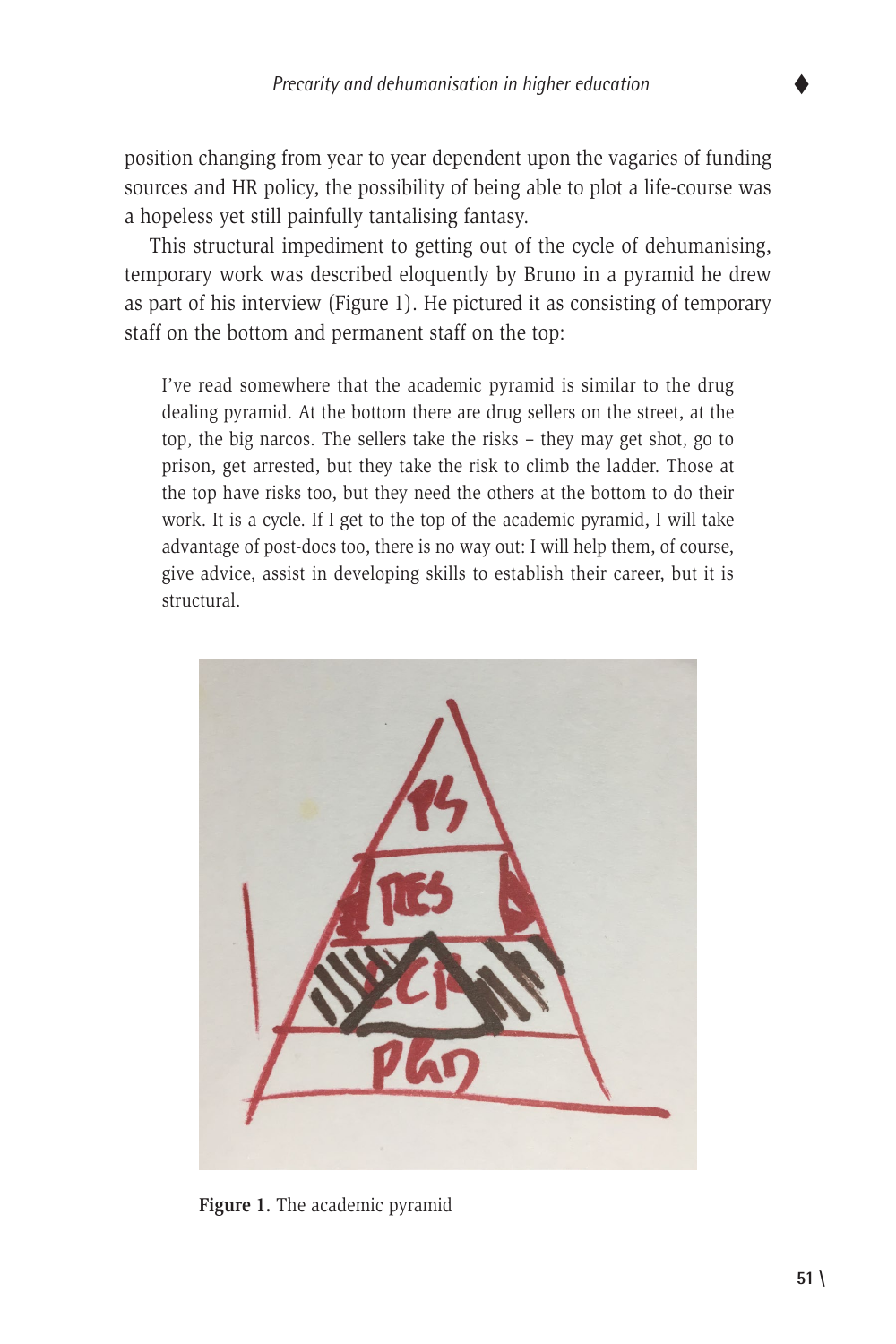position changing from year to year dependent upon the vagaries of funding sources and HR policy, the possibility of being able to plot a life-course was a hopeless yet still painfully tantalising fantasy.

This structural impediment to getting out of the cycle of dehumanising, temporary work was described eloquently by Bruno in a pyramid he drew as part of his interview (Figure 1). He pictured it as consisting of temporary staff on the bottom and permanent staff on the top:

> I've read somewhere that the academic pyramid is similar to the drug dealing pyramid. At the bottom there are drug sellers on the street, at the top, the big narcos. The sellers take the risks – they may get shot, go to prison, get arrested, but they take the risk to climb the ladder. Those at the top have risks too, but they need the others at the bottom to do their work. It is a cycle. If I get to the top of the academic pyramid, I will take advantage of post-docs too, there is no way out: I will help them, of course, give advice, assist in developing skills to establish their career, but it is structural.

**Figure 1.** The academic pyramid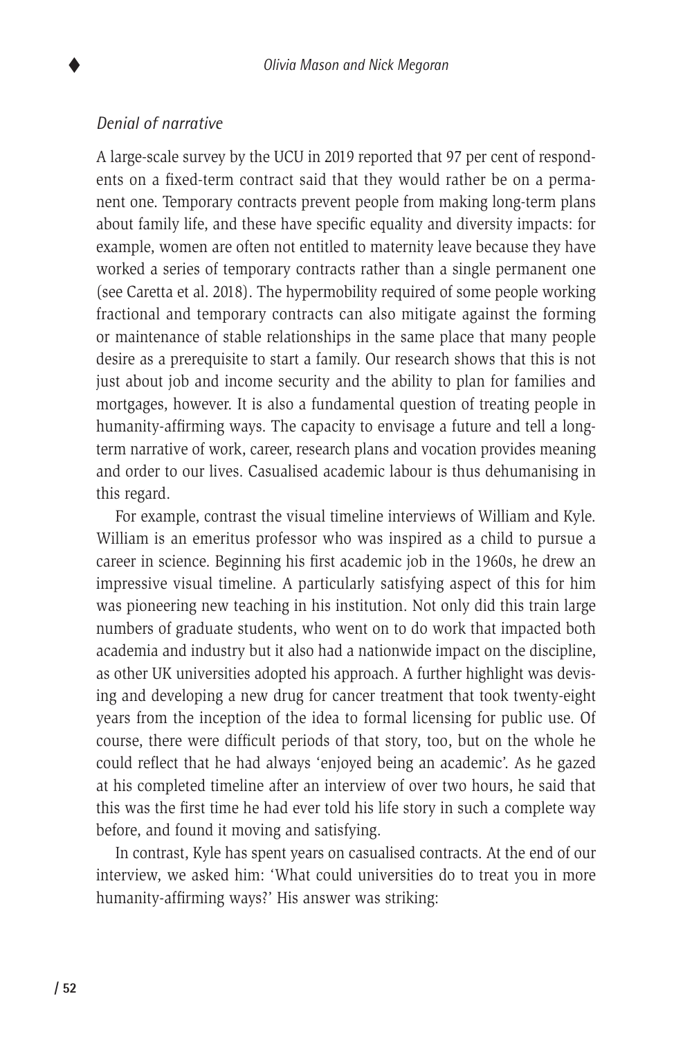### *Denial of narrative*

A large-scale survey by the UCU in 2019 reported that 97 per cent of respondents on a fixed-term contract said that they would rather be on a permanent one. Temporary contracts prevent people from making long-term plans about family life, and these have specific equality and diversity impacts: for example, women are often not entitled to maternity leave because they have worked a series of temporary contracts rather than a single permanent one (see Caretta et al. 2018). The hypermobility required of some people working fractional and temporary contracts can also mitigate against the forming or maintenance of stable relationships in the same place that many people desire as a prerequisite to start a family. Our research shows that this is not just about job and income security and the ability to plan for families and mortgages, however. It is also a fundamental question of treating people in humanity-affirming ways. The capacity to envisage a future and tell a long-term narrative of work, career, research plans and vocation provides meaning and order to our lives. Casualised academic labour is thus dehumanising in this regard.

For example, contrast the visual timeline interviews of William and Kyle. William is an emeritus professor who was inspired as a child to pursue a career in science. Beginning his first academic job in the 1960s, he drew an impressive visual timeline. A particularly satisfying aspect of this for him was pioneering new teaching in his institution. Not only did this train large numbers of graduate students, who went on to do work that impacted both academia and industry but it also had a nationwide impact on the discipline, as other UK universities adopted his approach. A further highlight was devising and developing a new drug for cancer treatment that took twenty-eight years from the inception of the idea to formal licensing for public use. Of course, there were difficult periods of that story, too, but on the whole he could reflect that he had always 'enjoyed being an academic'. As he gazed at his completed timeline after an interview of over two hours, he said that this was the first time he had ever told his life story in such a complete way before, and found it moving and satisfying.

In contrast, Kyle has spent years on casualised contracts. At the end of our interview, we asked him: 'What could universities do to treat you in more humanity-affirming ways?' His answer was striking: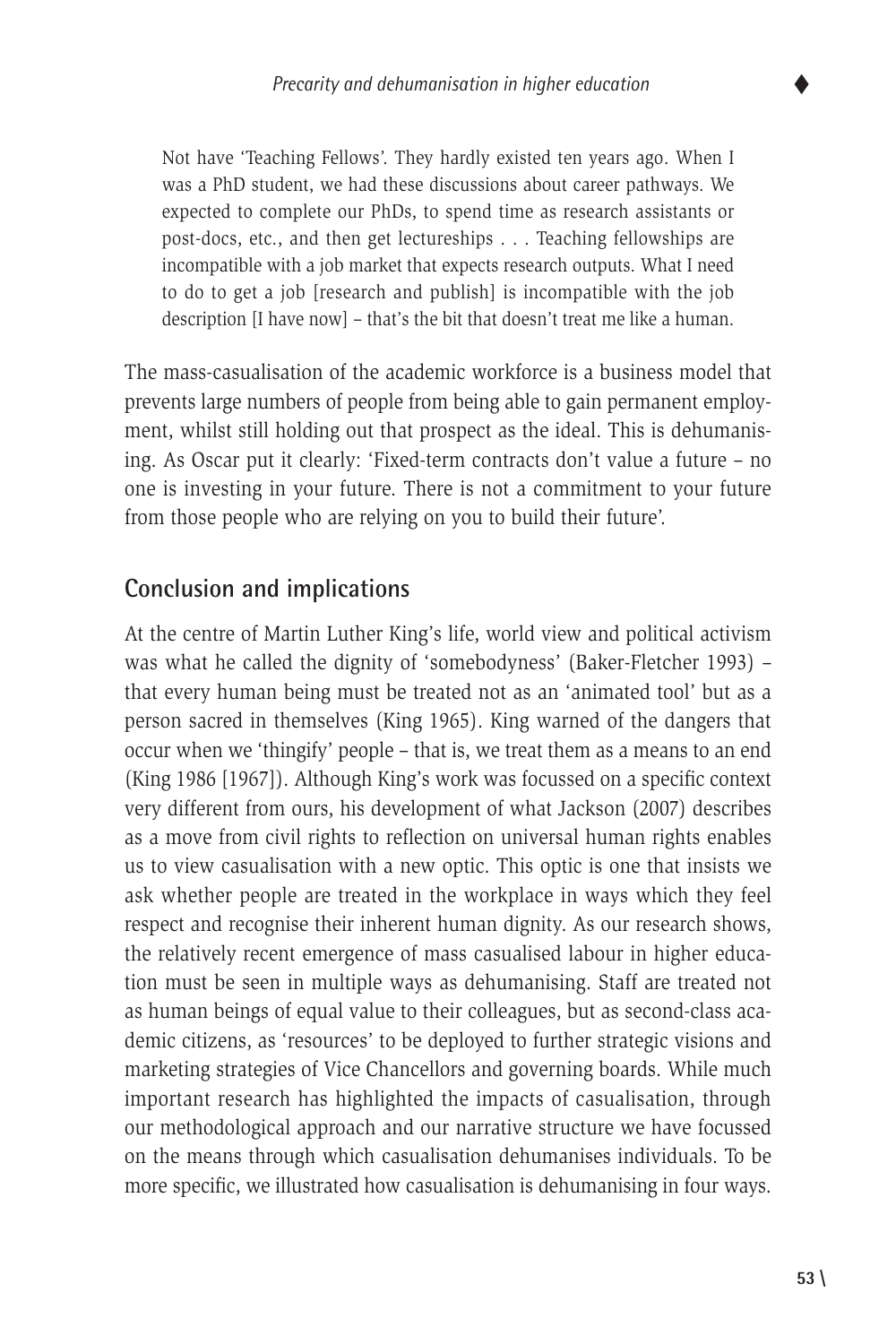> Not have 'Teaching Fellows'. They hardly existed ten years ago. When I was a PhD student, we had these discussions about career pathways. We expected to complete our PhDs, to spend time as research assistants or post-docs, etc., and then get lectureships . . . Teaching fellowships are incompatible with a job market that expects research outputs. What I need to do to get a job [research and publish] is incompatible with the job description [I have now] – that's the bit that doesn't treat me like a human.

The mass-casualisation of the academic workforce is a business model that prevents large numbers of people from being able to gain permanent employment, whilst still holding out that prospect as the ideal. This is dehumanising. As Oscar put it clearly: 'Fixed-term contracts don't value a future – no one is investing in your future. There is not a commitment to your future from those people who are relying on you to build their future'.

## Conclusion and implications

At the centre of Martin Luther King's life, world view and political activism was what he called the dignity of 'somebodyness' (Baker-Fletcher 1993) – that every human being must be treated not as an 'animated tool' but as a person sacred in themselves (King 1965). King warned of the dangers that occur when we 'thingify' people – that is, we treat them as a means to an end (King 1986 [1967]). Although King's work was focussed on a specific context very different from ours, his development of what Jackson (2007) describes as a move from civil rights to reflection on universal human rights enables us to view casualisation with a new optic. This optic is one that insists we ask whether people are treated in the workplace in ways which they feel respect and recognise their inherent human dignity. As our research shows, the relatively recent emergence of mass casualised labour in higher education must be seen in multiple ways as dehumanising. Staff are treated not as human beings of equal value to their colleagues, but as second-class academic citizens, as 'resources' to be deployed to further strategic visions and marketing strategies of Vice Chancellors and governing boards. While much important research has highlighted the impacts of casualisation, through our methodological approach and our narrative structure we have focussed on the means through which casualisation dehumanises individuals. To be more specific, we illustrated how casualisation is dehumanising in four ways.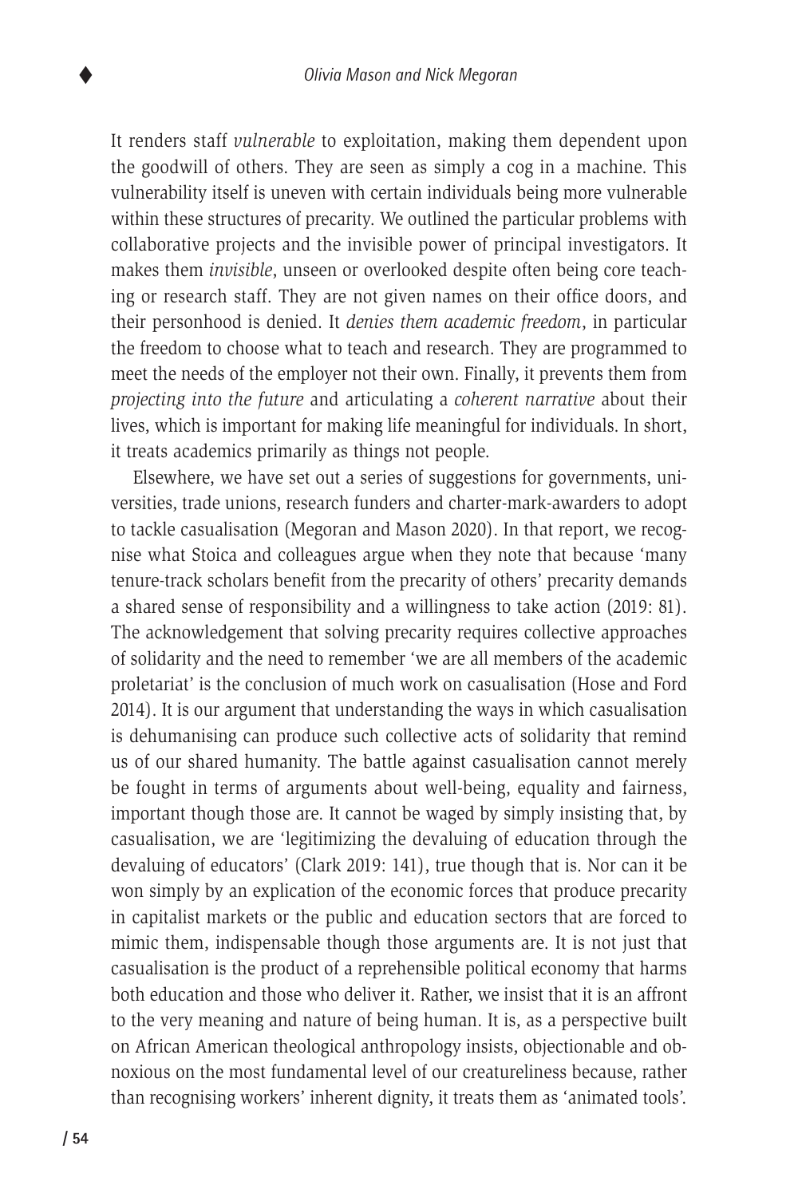It renders staff *vulnerable* to exploitation, making them dependent upon the goodwill of others. They are seen as simply a cog in a machine. This vulnerability itself is uneven with certain individuals being more vulnerable within these structures of precarity. We outlined the particular problems with collaborative projects and the invisible power of principal investigators. It makes them *invisible*, unseen or overlooked despite often being core teaching or research staff. They are not given names on their office doors, and their personhood is denied. It *denies them academic freedom*, in particular the freedom to choose what to teach and research. They are programmed to meet the needs of the employer not their own. Finally, it prevents them from *projecting into the future* and articulating a *coherent narrative* about their lives, which is important for making life meaningful for individuals. In short, it treats academics primarily as things not people.

Elsewhere, we have set out a series of suggestions for governments, universities, trade unions, research funders and charter-mark-awarders to adopt to tackle casualisation (Megoran and Mason 2020). In that report, we recognise what Stoica and colleagues argue when they note that because 'many tenure-track scholars benefit from the precarity of others' precarity demands a shared sense of responsibility and a willingness to take action (2019: 81). The acknowledgement that solving precarity requires collective approaches of solidarity and the need to remember 'we are all members of the academic proletariat' is the conclusion of much work on casualisation (Hose and Ford 2014). It is our argument that understanding the ways in which casualisation is dehumanising can produce such collective acts of solidarity that remind us of our shared humanity. The battle against casualisation cannot merely be fought in terms of arguments about well-being, equality and fairness, important though those are. It cannot be waged by simply insisting that, by casualisation, we are 'legitimizing the devaluing of education through the devaluing of educators' (Clark 2019: 141), true though that is. Nor can it be won simply by an explication of the economic forces that produce precarity in capitalist markets or the public and education sectors that are forced to mimic them, indispensable though those arguments are. It is not just that casualisation is the product of a reprehensible political economy that harms both education and those who deliver it. Rather, we insist that it is an affront to the very meaning and nature of being human. It is, as a perspective built on African American theological anthropology insists, objectionable and obnoxious on the most fundamental level of our creatureliness because, rather than recognising workers' inherent dignity, it treats them as 'animated tools'.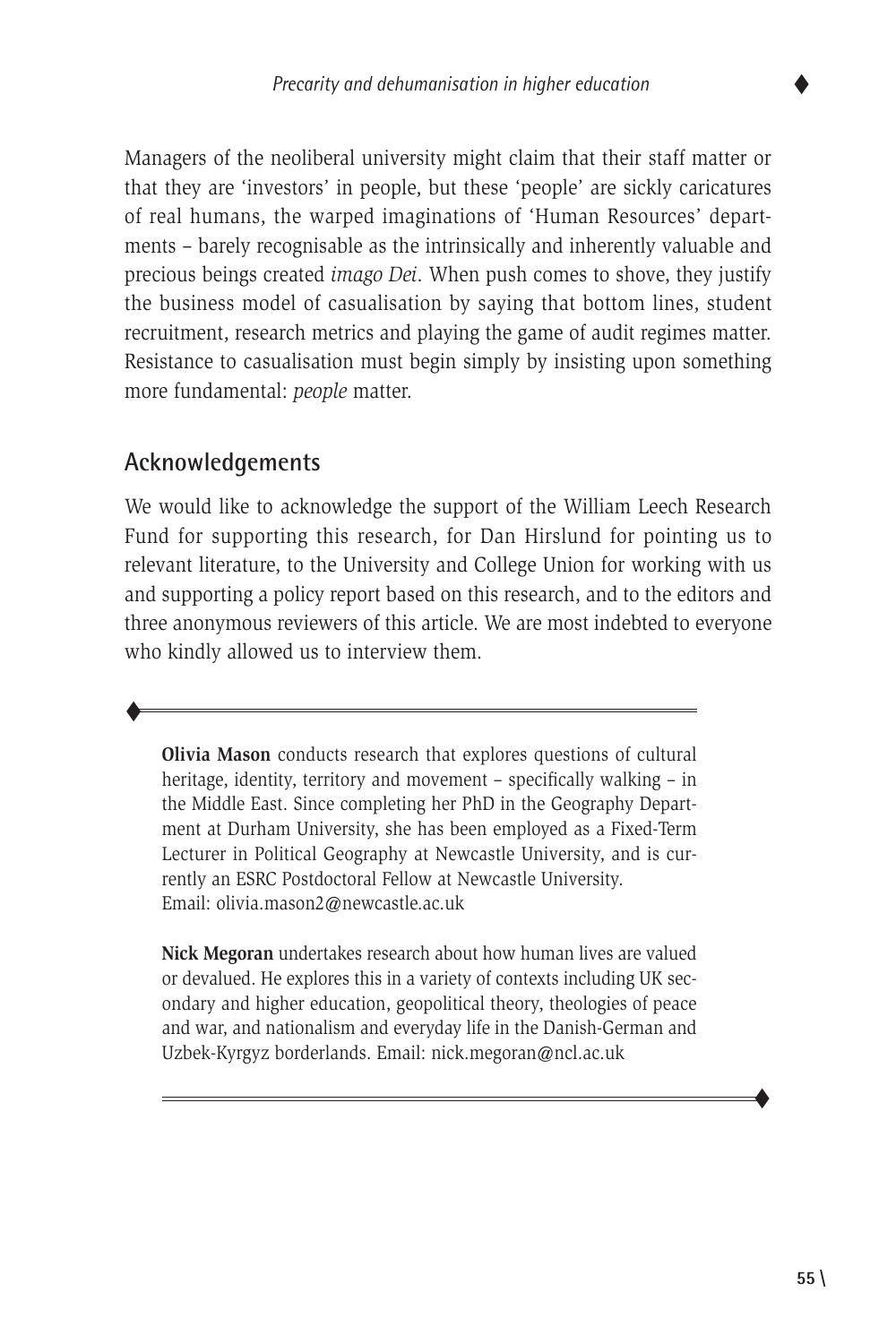Managers of the neoliberal university might claim that their staff matter or that they are 'investors' in people, but these 'people' are sickly caricatures of real humans, the warped imaginations of 'Human Resources' departments – barely recognisable as the intrinsically and inherently valuable and precious beings created *imago Dei*. When push comes to shove, they justify the business model of casualisation by saying that bottom lines, student recruitment, research metrics and playing the game of audit regimes matter. Resistance to casualisation must begin simply by insisting upon something more fundamental: *people* matter.

## Acknowledgements

We would like to acknowledge the support of the William Leech Research Fund for supporting this research, for Dan Hirslund for pointing us to relevant literature, to the University and College Union for working with us and supporting a policy report based on this research, and to the editors and three anonymous reviewers of this article. We are most indebted to everyone who kindly allowed us to interview them.

---

**Olivia Mason** conducts research that explores questions of cultural heritage, identity, territory and movement – specifically walking – in the Middle East. Since completing her PhD in the Geography Department at Durham University, she has been employed as a Fixed-Term Lecturer in Political Geography at Newcastle University, and is currently an ESRC Postdoctoral Fellow at Newcastle University.
Email: olivia.mason2@newcastle.ac.uk

**Nick Megoran** undertakes research about how human lives are valued or devalued. He explores this in a variety of contexts including UK secondary and higher education, geopolitical theory, theologies of peace and war, and nationalism and everyday life in the Danish-German and Uzbek-Kyrgyz borderlands. Email: nick.megoran@ncl.ac.uk

---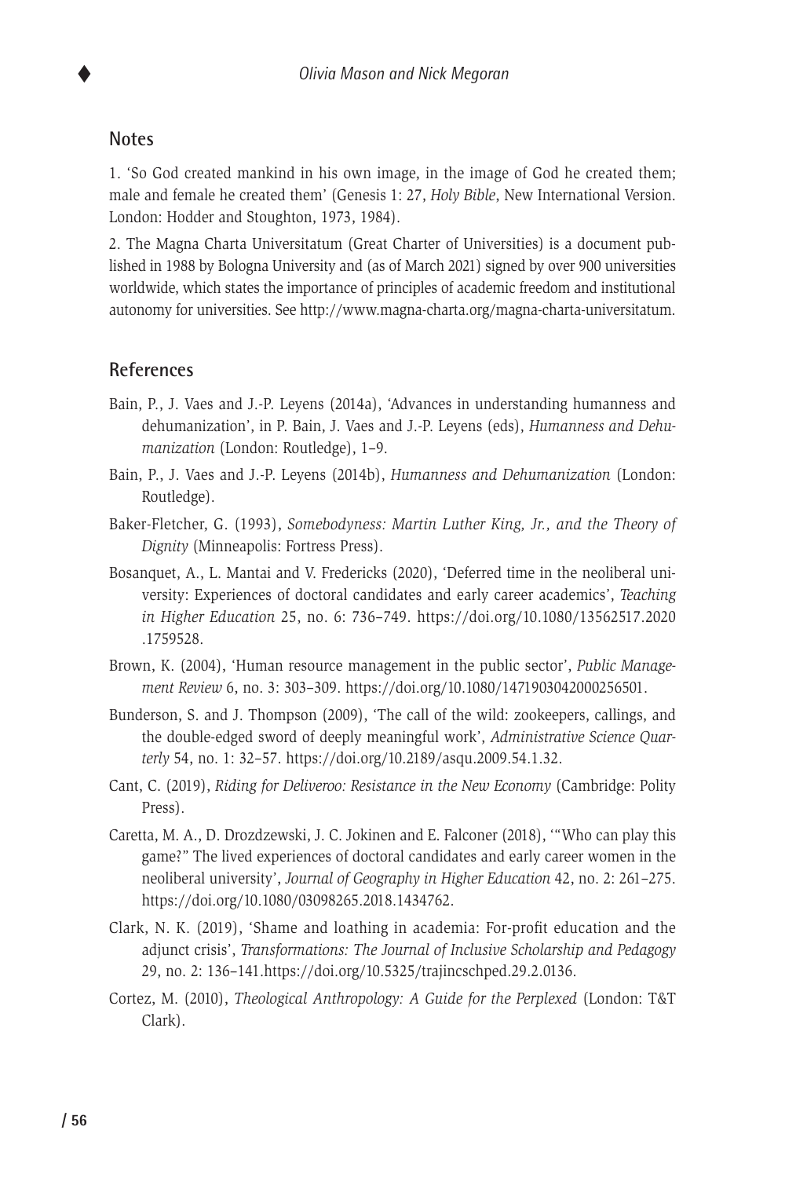## Notes

1. 'So God created mankind in his own image, in the image of God he created them; male and female he created them' (Genesis 1: 27, *Holy Bible*, New International Version. London: Hodder and Stoughton, 1973, 1984).

2. The Magna Charta Universitatum (Great Charter of Universities) is a document published in 1988 by Bologna University and (as of March 2021) signed by over 900 universities worldwide, which states the importance of principles of academic freedom and institutional autonomy for universities. See http://www.magna-charta.org/magna-charta-universitatum.

## References

Bain, P., J. Vaes and J.-P. Leyens (2014a), 'Advances in understanding humanness and dehumanization', in P. Bain, J. Vaes and J.-P. Leyens (eds), *Humanness and Dehumanization* (London: Routledge), 1–9.

Bain, P., J. Vaes and J.-P. Leyens (2014b), *Humanness and Dehumanization* (London: Routledge).

Baker-Fletcher, G. (1993), *Somebodyness: Martin Luther King, Jr., and the Theory of Dignity* (Minneapolis: Fortress Press).

Bosanquet, A., L. Mantai and V. Fredericks (2020), 'Deferred time in the neoliberal university: Experiences of doctoral candidates and early career academics', *Teaching in Higher Education* 25, no. 6: 736–749. https://doi.org/10.1080/13562517.2020.1759528.

Brown, K. (2004), 'Human resource management in the public sector', *Public Management Review* 6, no. 3: 303–309. https://doi.org/10.1080/1471903042000256501.

Bunderson, S. and J. Thompson (2009), 'The call of the wild: zookeepers, callings, and the double-edged sword of deeply meaningful work', *Administrative Science Quarterly* 54, no. 1: 32–57. https://doi.org/10.2189/asqu.2009.54.1.32.

Cant, C. (2019), *Riding for Deliveroo: Resistance in the New Economy* (Cambridge: Polity Press).

Caretta, M. A., D. Drozdzewski, J. C. Jokinen and E. Falconer (2018), '"Who can play this game?" The lived experiences of doctoral candidates and early career women in the neoliberal university', *Journal of Geography in Higher Education* 42, no. 2: 261–275. https://doi.org/10.1080/03098265.2018.1434762.

Clark, N. K. (2019), 'Shame and loathing in academia: For-profit education and the adjunct crisis', *Transformations: The Journal of Inclusive Scholarship and Pedagogy* 29, no. 2: 136–141.https://doi.org/10.5325/trajincschped.29.2.0136.

Cortez, M. (2010), *Theological Anthropology: A Guide for the Perplexed* (London: T&T Clark).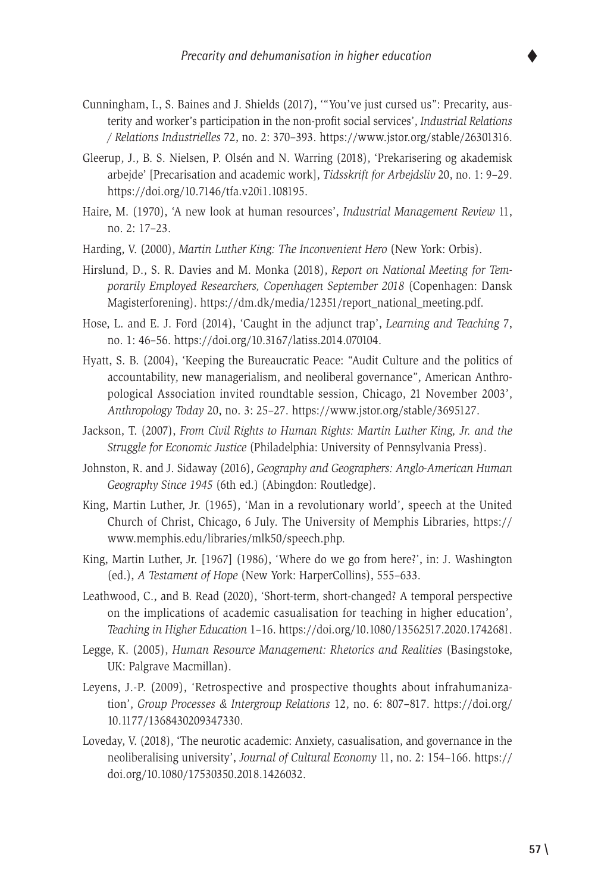Cunningham, I., S. Baines and J. Shields (2017), '"You've just cursed us": Precarity, austerity and worker's participation in the non-profit social services', *Industrial Relations / Relations Industrielles* 72, no. 2: 370–393. https://www.jstor.org/stable/26301316.

Gleerup, J., B. S. Nielsen, P. Olsén and N. Warring (2018), 'Prekarisering og akademisk arbejde' [Precarisation and academic work], *Tidsskrift for Arbejdsliv* 20, no. 1: 9–29. https://doi.org/10.7146/tfa.v20i1.108195.

Haire, M. (1970), 'A new look at human resources', *Industrial Management Review* 11, no. 2: 17–23.

Harding, V. (2000), *Martin Luther King: The Inconvenient Hero* (New York: Orbis).

Hirslund, D., S. R. Davies and M. Monka (2018), *Report on National Meeting for Temporarily Employed Researchers, Copenhagen September 2018* (Copenhagen: Dansk Magisterforening). https://dm.dk/media/12351/report_national_meeting.pdf.

Hose, L. and E. J. Ford (2014), 'Caught in the adjunct trap', *Learning and Teaching* 7, no. 1: 46–56. https://doi.org/10.3167/latiss.2014.070104.

Hyatt, S. B. (2004), 'Keeping the Bureaucratic Peace: "Audit Culture and the politics of accountability, new managerialism, and neoliberal governance", American Anthropological Association invited roundtable session, Chicago, 21 November 2003', *Anthropology Today* 20, no. 3: 25–27. https://www.jstor.org/stable/3695127.

Jackson, T. (2007), *From Civil Rights to Human Rights: Martin Luther King, Jr. and the Struggle for Economic Justice* (Philadelphia: University of Pennsylvania Press).

Johnston, R. and J. Sidaway (2016), *Geography and Geographers: Anglo-American Human Geography Since 1945* (6th ed.) (Abingdon: Routledge).

King, Martin Luther, Jr. (1965), 'Man in a revolutionary world', speech at the United Church of Christ, Chicago, 6 July. The University of Memphis Libraries, https://www.memphis.edu/libraries/mlk50/speech.php.

King, Martin Luther, Jr. [1967] (1986), 'Where do we go from here?', in: J. Washington (ed.), *A Testament of Hope* (New York: HarperCollins), 555–633.

Leathwood, C., and B. Read (2020), 'Short-term, short-changed? A temporal perspective on the implications of academic casualisation for teaching in higher education', *Teaching in Higher Education* 1–16. https://doi.org/10.1080/13562517.2020.1742681.

Legge, K. (2005), *Human Resource Management: Rhetorics and Realities* (Basingstoke, UK: Palgrave Macmillan).

Leyens, J.-P. (2009), 'Retrospective and prospective thoughts about infrahumanization', *Group Processes & Intergroup Relations* 12, no. 6: 807–817. https://doi.org/10.1177/1368430209347330.

Loveday, V. (2018), 'The neurotic academic: Anxiety, casualisation, and governance in the neoliberalising university', *Journal of Cultural Economy* 11, no. 2: 154–166. https://doi.org/10.1080/17530350.2018.1426032.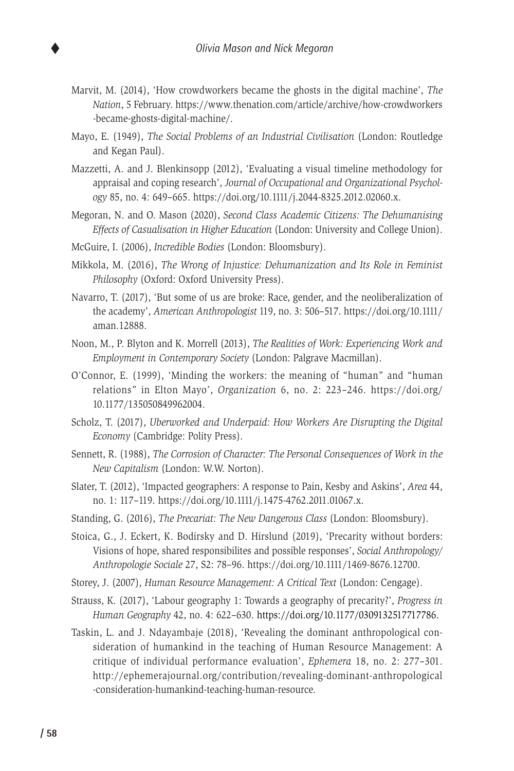Marvit, M. (2014), 'How crowdworkers became the ghosts in the digital machine', *The Nation*, 5 February. https://www.thenation.com/article/archive/how-crowdworkers-became-ghosts-digital-machine/.

Mayo, E. (1949), *The Social Problems of an Industrial Civilisation* (London: Routledge and Kegan Paul).

Mazzetti, A. and J. Blenkinsopp (2012), 'Evaluating a visual timeline methodology for appraisal and coping research', *Journal of Occupational and Organizational Psychology* 85, no. 4: 649–665. https://doi.org/10.1111/j.2044-8325.2012.02060.x.

Megoran, N. and O. Mason (2020), *Second Class Academic Citizens: The Dehumanising Effects of Casualisation in Higher Education* (London: University and College Union).

McGuire, I. (2006), *Incredible Bodies* (London: Bloomsbury).

Mikkola, M. (2016), *The Wrong of Injustice: Dehumanization and Its Role in Feminist Philosophy* (Oxford: Oxford University Press).

Navarro, T. (2017), 'But some of us are broke: Race, gender, and the neoliberalization of the academy', *American Anthropologist* 119, no. 3: 506–517. https://doi.org/10.1111/aman.12888.

Noon, M., P. Blyton and K. Morrell (2013), *The Realities of Work: Experiencing Work and Employment in Contemporary Society* (London: Palgrave Macmillan).

O'Connor, E. (1999), 'Minding the workers: the meaning of "human" and "human relations" in Elton Mayo', *Organization* 6, no. 2: 223–246. https://doi.org/10.1177/135050849962004.

Scholz, T. (2017), *Uberworked and Underpaid: How Workers Are Disrupting the Digital Economy* (Cambridge: Polity Press).

Sennett, R. (1988), *The Corrosion of Character: The Personal Consequences of Work in the New Capitalism* (London: W.W. Norton).

Slater, T. (2012), 'Impacted geographers: A response to Pain, Kesby and Askins', *Area* 44, no. 1: 117–119. https://doi.org/10.1111/j.1475-4762.2011.01067.x.

Standing, G. (2016), *The Precariat: The New Dangerous Class* (London: Bloomsbury).

Stoica, G., J. Eckert, K. Bodirsky and D. Hirslund (2019), 'Precarity without borders: Visions of hope, shared responsibilites and possible responses', *Social Anthropology/Anthropologie Sociale* 27, S2: 78–96. https://doi.org/10.1111/1469-8676.12700.

Storey, J. (2007), *Human Resource Management: A Critical Text* (London: Cengage).

Strauss, K. (2017), 'Labour geography 1: Towards a geography of precarity?', *Progress in Human Geography* 42, no. 4: 622–630. https://doi.org/10.1177/0309132517717786.

Taskin, L. and J. Ndayambaje (2018), 'Revealing the dominant anthropological consideration of humankind in the teaching of Human Resource Management: A critique of individual performance evaluation', *Ephemera* 18, no. 2: 277–301. http://ephemerajournal.org/contribution/revealing-dominant-anthropological-consideration-humankind-teaching-human-resource.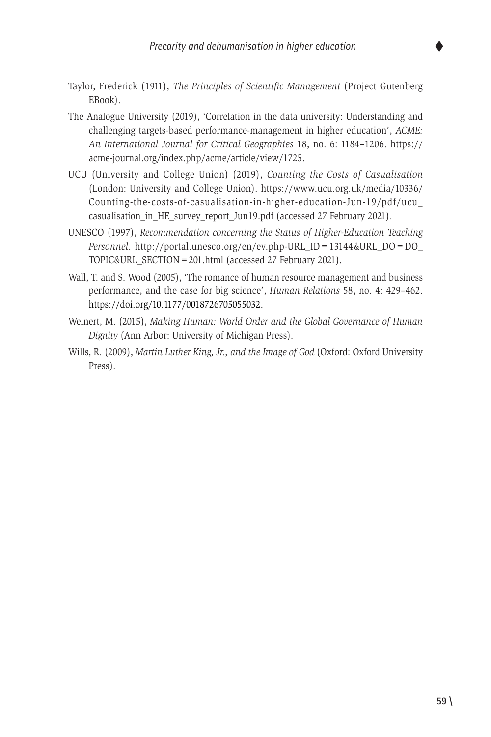Taylor, Frederick (1911), *The Principles of Scientific Management* (Project Gutenberg EBook).

The Analogue University (2019), 'Correlation in the data university: Understanding and challenging targets-based performance-management in higher education', *ACME: An International Journal for Critical Geographies* 18, no. 6: 1184–1206. https://acme-journal.org/index.php/acme/article/view/1725.

UCU (University and College Union) (2019), *Counting the Costs of Casualisation* (London: University and College Union). https://www.ucu.org.uk/media/10336/Counting-the-costs-of-casualisation-in-higher-education-Jun-19/pdf/ucu_casualisation_in_HE_survey_report_Jun19.pdf (accessed 27 February 2021).

UNESCO (1997), *Recommendation concerning the Status of Higher-Education Teaching Personnel*. http://portal.unesco.org/en/ev.php-URL_ID=13144&URL_DO=DO_TOPIC&URL_SECTION=201.html (accessed 27 February 2021).

Wall, T. and S. Wood (2005), 'The romance of human resource management and business performance, and the case for big science', *Human Relations* 58, no. 4: 429–462. https://doi.org/10.1177/0018726705055032.

Weinert, M. (2015), *Making Human: World Order and the Global Governance of Human Dignity* (Ann Arbor: University of Michigan Press).

Wills, R. (2009), *Martin Luther King, Jr., and the Image of God* (Oxford: Oxford University Press).